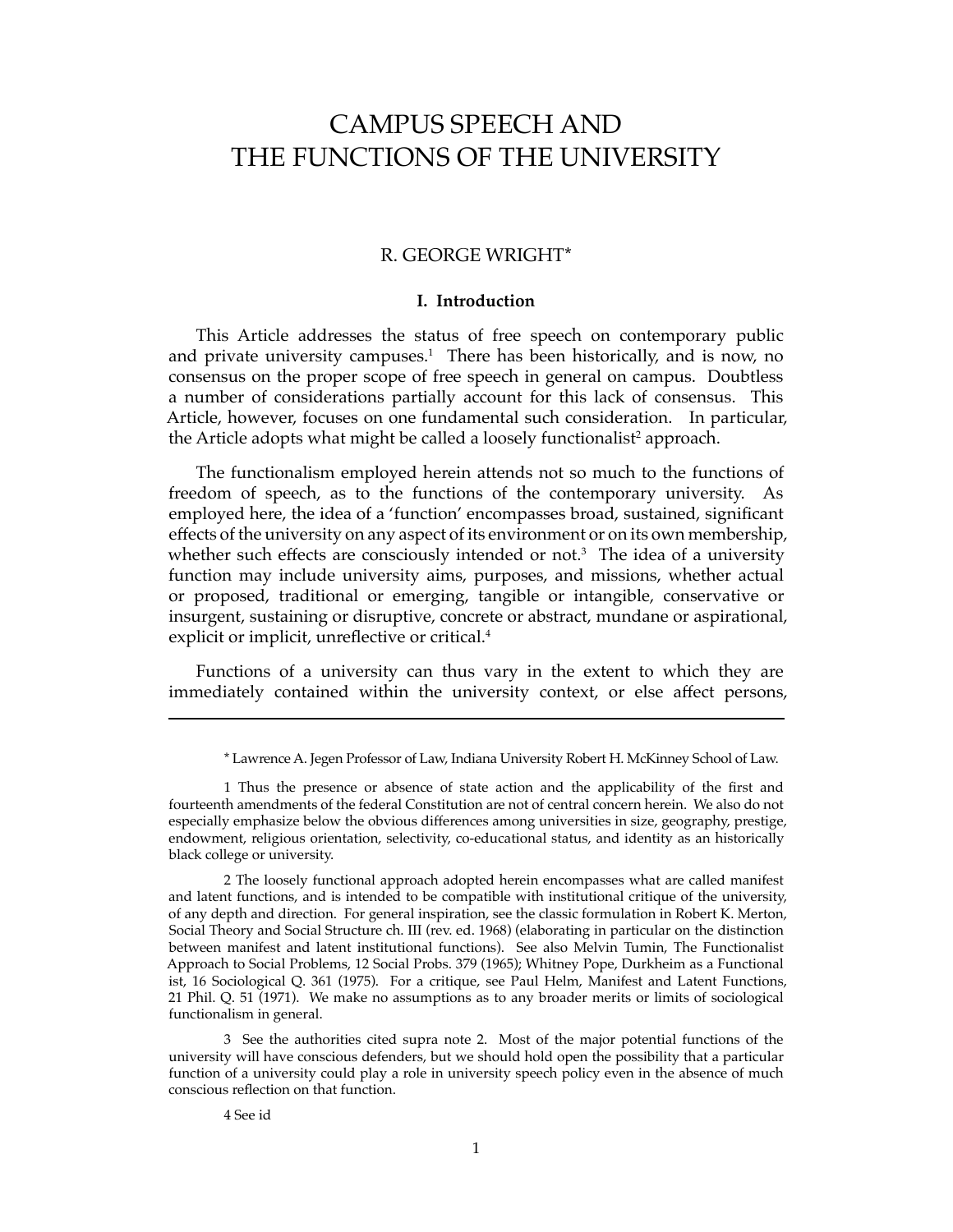# CAMPUS SPEECH AND THE FUNCTIONS OF THE UNIVERSITY

R. GEORGE WRIGHT*

## I. Introduction

This Article addresses the status of free speech on contemporary public and private university campuses.[1] There has been historically, and is now, no consensus on the proper scope of free speech in general on campus. Doubtless a number of considerations partially account for this lack of consensus. This Article, however, focuses on one fundamental such consideration. In particular, the Article adopts what might be called a loosely functionalist[2] approach.

The functionalism employed herein attends not so much to the functions of freedom of speech, as to the functions of the contemporary university. As employed here, the idea of a 'function' encompasses broad, sustained, significant effects of the university on any aspect of its environment or on its own membership, whether such effects are consciously intended or not.[3] The idea of a university function may include university aims, purposes, and missions, whether actual or proposed, traditional or emerging, tangible or intangible, conservative or insurgent, sustaining or disruptive, concrete or abstract, mundane or aspirational, explicit or implicit, unreflective or critical.[4]

Functions of a university can thus vary in the extent to which they are immediately contained within the university context, or else affect persons,

---

\* Lawrence A. Jegen Professor of Law, Indiana University Robert H. McKinney School of Law.

1 Thus the presence or absence of state action and the applicability of the first and fourteenth amendments of the federal Constitution are not of central concern herein. We also do not especially emphasize below the obvious differences among universities in size, geography, prestige, endowment, religious orientation, selectivity, co-educational status, and identity as an historically black college or university.

2 The loosely functional approach adopted herein encompasses what are called manifest and latent functions, and is intended to be compatible with institutional critique of the university, of any depth and direction. For general inspiration, see the classic formulation in Robert K. Merton, Social Theory and Social Structure ch. III (rev. ed. 1968) (elaborating in particular on the distinction between manifest and latent institutional functions). See also Melvin Tumin, The Functionalist Approach to Social Problems, 12 Social Probs. 379 (1965); Whitney Pope, Durkheim as a Functional ist, 16 Sociological Q. 361 (1975). For a critique, see Paul Helm, Manifest and Latent Functions, 21 Phil. Q. 51 (1971). We make no assumptions as to any broader merits or limits of sociological functionalism in general.

3 See the authorities cited supra note 2. Most of the major potential functions of the university will have conscious defenders, but we should hold open the possibility that a particular function of a university could play a role in university speech policy even in the absence of much conscious reflection on that function.

4 See id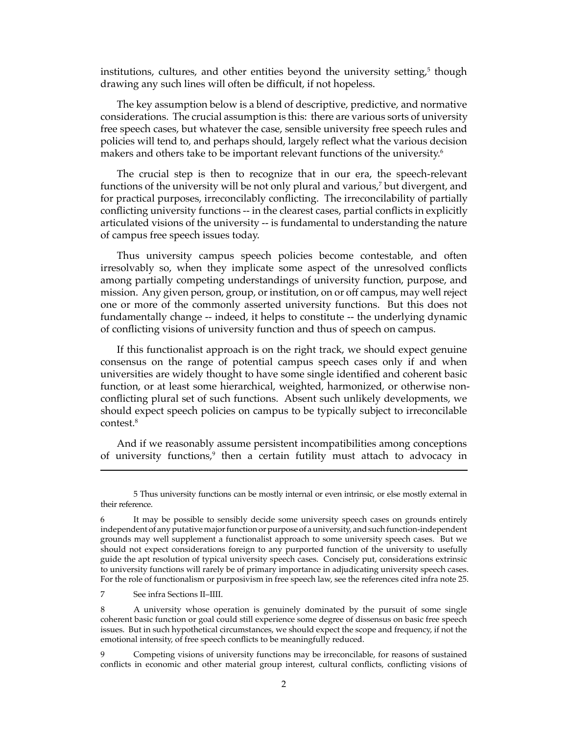institutions, cultures, and other entities beyond the university setting,[5] though drawing any such lines will often be difficult, if not hopeless.

The key assumption below is a blend of descriptive, predictive, and normative considerations. The crucial assumption is this: there are various sorts of university free speech cases, but whatever the case, sensible university free speech rules and policies will tend to, and perhaps should, largely reflect what the various decision makers and others take to be important relevant functions of the university.[6]

The crucial step is then to recognize that in our era, the speech-relevant functions of the university will be not only plural and various,[7] but divergent, and for practical purposes, irreconcilably conflicting. The irreconcilability of partially conflicting university functions -- in the clearest cases, partial conflicts in explicitly articulated visions of the university -- is fundamental to understanding the nature of campus free speech issues today.

Thus university campus speech policies become contestable, and often irresolvably so, when they implicate some aspect of the unresolved conflicts among partially competing understandings of university function, purpose, and mission. Any given person, group, or institution, on or off campus, may well reject one or more of the commonly asserted university functions. But this does not fundamentally change -- indeed, it helps to constitute -- the underlying dynamic of conflicting visions of university function and thus of speech on campus.

If this functionalist approach is on the right track, we should expect genuine consensus on the range of potential campus speech cases only if and when universities are widely thought to have some single identified and coherent basic function, or at least some hierarchical, weighted, harmonized, or otherwise non-conflicting plural set of such functions. Absent such unlikely developments, we should expect speech policies on campus to be typically subject to irreconcilable contest.[8]

And if we reasonably assume persistent incompatibilities among conceptions of university functions,[9] then a certain futility must attach to advocacy in

---

5 Thus university functions can be mostly internal or even intrinsic, or else mostly external in their reference.

6 It may be possible to sensibly decide some university speech cases on grounds entirely independent of any putative major function or purpose of a university, and such function-independent grounds may well supplement a functionalist approach to some university speech cases. But we should not expect considerations foreign to any purported function of the university to usefully guide the apt resolution of typical university speech cases. Concisely put, considerations extrinsic to university functions will rarely be of primary importance in adjudicating university speech cases. For the role of functionalism or purposivism in free speech law, see the references cited infra note 25.

7 See infra Sections II–IIII.

8 A university whose operation is genuinely dominated by the pursuit of some single coherent basic function or goal could still experience some degree of dissensus on basic free speech issues. But in such hypothetical circumstances, we should expect the scope and frequency, if not the emotional intensity, of free speech conflicts to be meaningfully reduced.

9 Competing visions of university functions may be irreconcilable, for reasons of sustained conflicts in economic and other material group interest, cultural conflicts, conflicting visions of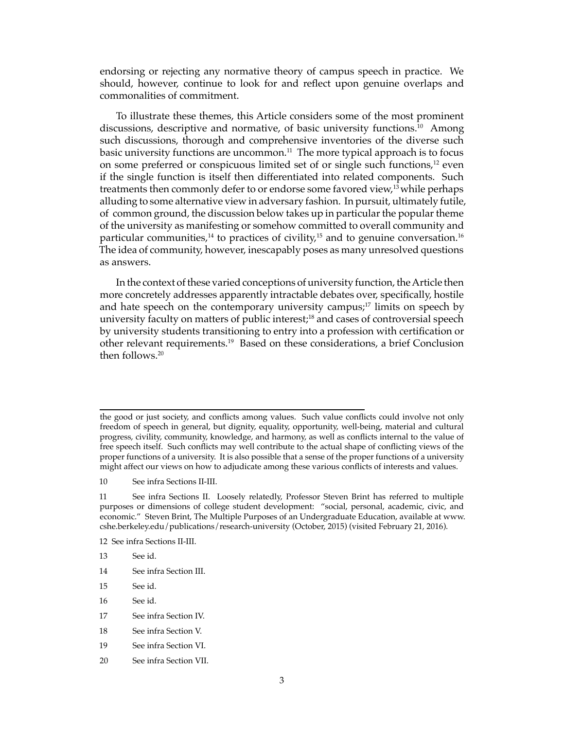endorsing or rejecting any normative theory of campus speech in practice. We should, however, continue to look for and reflect upon genuine overlaps and commonalities of commitment.

To illustrate these themes, this Article considers some of the most prominent discussions, descriptive and normative, of basic university functions.[10] Among such discussions, thorough and comprehensive inventories of the diverse such basic university functions are uncommon.[11] The more typical approach is to focus on some preferred or conspicuous limited set of or single such functions,[12] even if the single function is itself then differentiated into related components. Such treatments then commonly defer to or endorse some favored view,[13] while perhaps alluding to some alternative view in adversary fashion. In pursuit, ultimately futile, of common ground, the discussion below takes up in particular the popular theme of the university as manifesting or somehow committed to overall community and particular communities,[14] to practices of civility,[15] and to genuine conversation.[16] The idea of community, however, inescapably poses as many unresolved questions as answers.

In the context of these varied conceptions of university function, the Article then more concretely addresses apparently intractable debates over, specifically, hostile and hate speech on the contemporary university campus;[17] limits on speech by university faculty on matters of public interest;[18] and cases of controversial speech by university students transitioning to entry into a profession with certification or other relevant requirements.[19] Based on these considerations, a brief Conclusion then follows.[20]

---

the good or just society, and conflicts among values. Such value conflicts could involve not only freedom of speech in general, but dignity, equality, opportunity, well-being, material and cultural progress, civility, community, knowledge, and harmony, as well as conflicts internal to the value of free speech itself. Such conflicts may well contribute to the actual shape of conflicting views of the proper functions of a university. It is also possible that a sense of the proper functions of a university might affect our views on how to adjudicate among these various conflicts of interests and values.

10 See infra Sections II-III.

11 See infra Sections II. Loosely relatedly, Professor Steven Brint has referred to multiple purposes or dimensions of college student development: "social, personal, academic, civic, and economic." Steven Brint, The Multiple Purposes of an Undergraduate Education, available at www.cshe.berkeley.edu/publications/research-university (October, 2015) (visited February 21, 2016).

12 See infra Sections II-III.

13 See id.

14 See infra Section III.

15 See id.

16 See id.

17 See infra Section IV.

18 See infra Section V.

19 See infra Section VI.

20 See infra Section VII.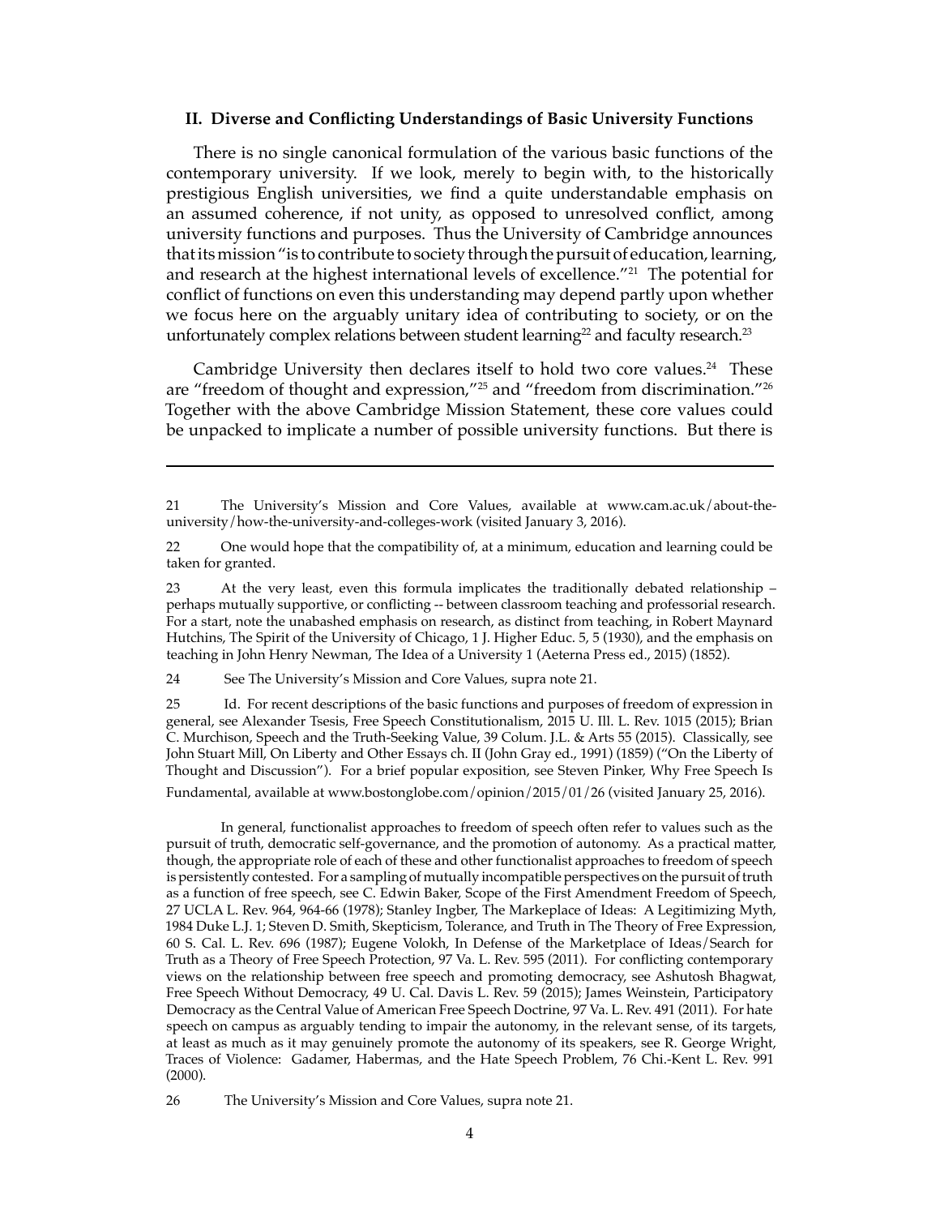## II. Diverse and Conflicting Understandings of Basic University Functions

There is no single canonical formulation of the various basic functions of the contemporary university. If we look, merely to begin with, to the historically prestigious English universities, we find a quite understandable emphasis on an assumed coherence, if not unity, as opposed to unresolved conflict, among university functions and purposes. Thus the University of Cambridge announces that its mission "is to contribute to society through the pursuit of education, learning, and research at the highest international levels of excellence."[21] The potential for conflict of functions on even this understanding may depend partly upon whether we focus here on the arguably unitary idea of contributing to society, or on the unfortunately complex relations between student learning[22] and faculty research.[23]

Cambridge University then declares itself to hold two core values.[24] These are "freedom of thought and expression,"[25] and "freedom from discrimination."[26] Together with the above Cambridge Mission Statement, these core values could be unpacked to implicate a number of possible university functions. But there is

---

21 The University's Mission and Core Values, available at www.cam.ac.uk/about-the-university/how-the-university-and-colleges-work (visited January 3, 2016).

22 One would hope that the compatibility of, at a minimum, education and learning could be taken for granted.

23 At the very least, even this formula implicates the traditionally debated relationship – perhaps mutually supportive, or conflicting -- between classroom teaching and professorial research. For a start, note the unabashed emphasis on research, as distinct from teaching, in Robert Maynard Hutchins, The Spirit of the University of Chicago, 1 J. Higher Educ. 5, 5 (1930), and the emphasis on teaching in John Henry Newman, The Idea of a University 1 (Aeterna Press ed., 2015) (1852).

24 See The University's Mission and Core Values, supra note 21.

25 Id. For recent descriptions of the basic functions and purposes of freedom of expression in general, see Alexander Tsesis, Free Speech Constitutionalism, 2015 U. Ill. L. Rev. 1015 (2015); Brian C. Murchison, Speech and the Truth-Seeking Value, 39 Colum. J.L. & Arts 55 (2015). Classically, see John Stuart Mill, On Liberty and Other Essays ch. II (John Gray ed., 1991) (1859) ("On the Liberty of Thought and Discussion"). For a brief popular exposition, see Steven Pinker, Why Free Speech Is Fundamental, available at www.bostonglobe.com/opinion/2015/01/26 (visited January 25, 2016).

In general, functionalist approaches to freedom of speech often refer to values such as the pursuit of truth, democratic self-governance, and the promotion of autonomy. As a practical matter, though, the appropriate role of each of these and other functionalist approaches to freedom of speech is persistently contested. For a sampling of mutually incompatible perspectives on the pursuit of truth as a function of free speech, see C. Edwin Baker, Scope of the First Amendment Freedom of Speech, 27 UCLA L. Rev. 964, 964-66 (1978); Stanley Ingber, The Markeplace of Ideas: A Legitimizing Myth, 1984 Duke L.J. 1; Steven D. Smith, Skepticism, Tolerance, and Truth in The Theory of Free Expression, 60 S. Cal. L. Rev. 696 (1987); Eugene Volokh, In Defense of the Marketplace of Ideas/Search for Truth as a Theory of Free Speech Protection, 97 Va. L. Rev. 595 (2011). For conflicting contemporary views on the relationship between free speech and promoting democracy, see Ashutosh Bhagwat, Free Speech Without Democracy, 49 U. Cal. Davis L. Rev. 59 (2015); James Weinstein, Participatory Democracy as the Central Value of American Free Speech Doctrine, 97 Va. L. Rev. 491 (2011). For hate speech on campus as arguably tending to impair the autonomy, in the relevant sense, of its targets, at least as much as it may genuinely promote the autonomy of its speakers, see R. George Wright, Traces of Violence: Gadamer, Habermas, and the Hate Speech Problem, 76 Chi.-Kent L. Rev. 991 (2000).

26 The University's Mission and Core Values, supra note 21.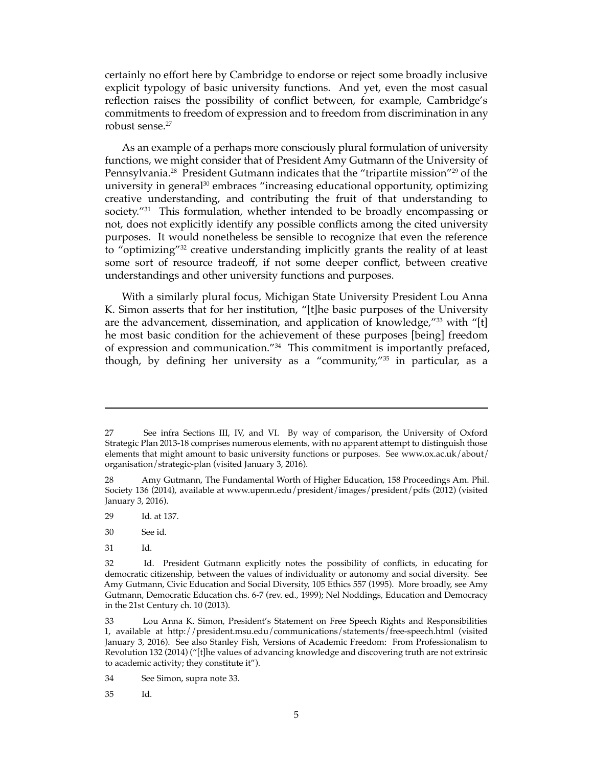certainly no effort here by Cambridge to endorse or reject some broadly inclusive explicit typology of basic university functions. And yet, even the most casual reflection raises the possibility of conflict between, for example, Cambridge's commitments to freedom of expression and to freedom from discrimination in any robust sense.[27]

As an example of a perhaps more consciously plural formulation of university functions, we might consider that of President Amy Gutmann of the University of Pennsylvania.[28] President Gutmann indicates that the "tripartite mission"[29] of the university in general[30] embraces "increasing educational opportunity, optimizing creative understanding, and contributing the fruit of that understanding to society."[31] This formulation, whether intended to be broadly encompassing or not, does not explicitly identify any possible conflicts among the cited university purposes. It would nonetheless be sensible to recognize that even the reference to "optimizing"[32] creative understanding implicitly grants the reality of at least some sort of resource tradeoff, if not some deeper conflict, between creative understandings and other university functions and purposes.

With a similarly plural focus, Michigan State University President Lou Anna K. Simon asserts that for her institution, "[t]he basic purposes of the University are the advancement, dissemination, and application of knowledge,"[33] with "[t]he most basic condition for the achievement of these purposes [being] freedom of expression and communication."[34] This commitment is importantly prefaced, though, by defining her university as a "community,"[35] in particular, as a

---

27 See infra Sections III, IV, and VI. By way of comparison, the University of Oxford Strategic Plan 2013-18 comprises numerous elements, with no apparent attempt to distinguish those elements that might amount to basic university functions or purposes. See www.ox.ac.uk/about/organisation/strategic-plan (visited January 3, 2016).

28 Amy Gutmann, The Fundamental Worth of Higher Education, 158 Proceedings Am. Phil. Society 136 (2014), available at www.upenn.edu/president/images/president/pdfs (2012) (visited January 3, 2016).

29 Id. at 137.

30 See id.

31 Id.

32 Id. President Gutmann explicitly notes the possibility of conflicts, in educating for democratic citizenship, between the values of individuality or autonomy and social diversity. See Amy Gutmann, Civic Education and Social Diversity, 105 Ethics 557 (1995). More broadly, see Amy Gutmann, Democratic Education chs. 6-7 (rev. ed., 1999); Nel Noddings, Education and Democracy in the 21st Century ch. 10 (2013).

33 Lou Anna K. Simon, President's Statement on Free Speech Rights and Responsibilities 1, available at http://president.msu.edu/communications/statements/free-speech.html (visited January 3, 2016). See also Stanley Fish, Versions of Academic Freedom: From Professionalism to Revolution 132 (2014) ("[t]he values of advancing knowledge and discovering truth are not extrinsic to academic activity; they constitute it").

34 See Simon, supra note 33.

35 Id.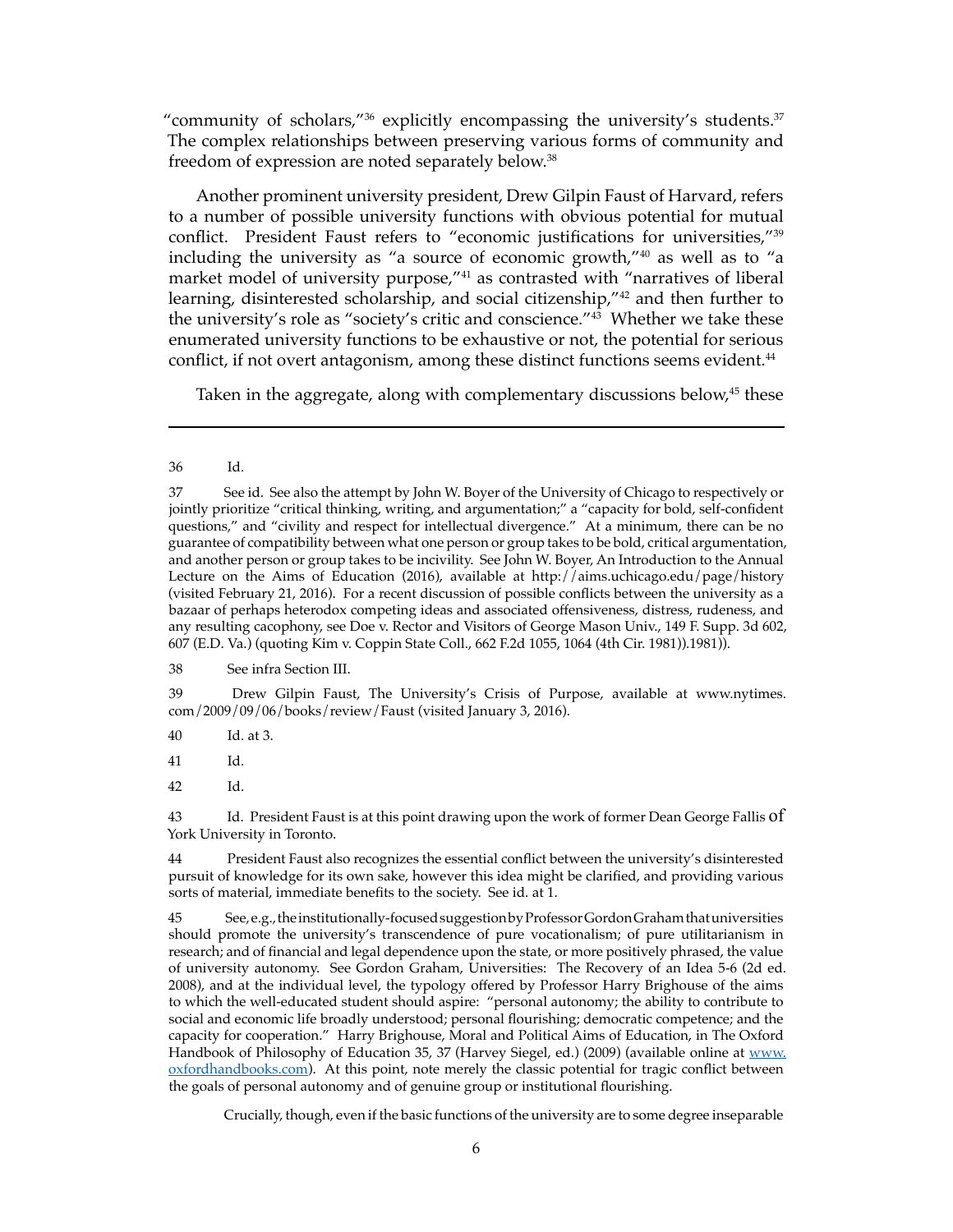"community of scholars,"[36] explicitly encompassing the university's students.[37] The complex relationships between preserving various forms of community and freedom of expression are noted separately below.[38]

Another prominent university president, Drew Gilpin Faust of Harvard, refers to a number of possible university functions with obvious potential for mutual conflict. President Faust refers to "economic justifications for universities,"[39] including the university as "a source of economic growth,"[40] as well as to "a market model of university purpose,"[41] as contrasted with "narratives of liberal learning, disinterested scholarship, and social citizenship,"[42] and then further to the university's role as "society's critic and conscience."[43] Whether we take these enumerated university functions to be exhaustive or not, the potential for serious conflict, if not overt antagonism, among these distinct functions seems evident.[44]

Taken in the aggregate, along with complementary discussions below,[45] these

---

36 Id.

37 See id. See also the attempt by John W. Boyer of the University of Chicago to respectively or jointly prioritize "critical thinking, writing, and argumentation;" a "capacity for bold, self-confident questions," and "civility and respect for intellectual divergence." At a minimum, there can be no guarantee of compatibility between what one person or group takes to be bold, critical argumentation, and another person or group takes to be incivility. See John W. Boyer, An Introduction to the Annual Lecture on the Aims of Education (2016), available at http://aims.uchicago.edu/page/history (visited February 21, 2016). For a recent discussion of possible conflicts between the university as a bazaar of perhaps heterodox competing ideas and associated offensiveness, distress, rudeness, and any resulting cacophony, see Doe v. Rector and Visitors of George Mason Univ., 149 F. Supp. 3d 602, 607 (E.D. Va.) (quoting Kim v. Coppin State Coll., 662 F.2d 1055, 1064 (4th Cir. 1981)).1981)).

38 See infra Section III.

39 Drew Gilpin Faust, The University's Crisis of Purpose, available at www.nytimes.com/2009/09/06/books/review/Faust (visited January 3, 2016).

40 Id. at 3.

41 Id.

42 Id.

43 Id. President Faust is at this point drawing upon the work of former Dean George Fallis of York University in Toronto.

44 President Faust also recognizes the essential conflict between the university's disinterested pursuit of knowledge for its own sake, however this idea might be clarified, and providing various sorts of material, immediate benefits to the society. See id. at 1.

45 See, e.g., the institutionally-focused suggestion by Professor Gordon Graham that universities should promote the university's transcendence of pure vocationalism; of pure utilitarianism in research; and of financial and legal dependence upon the state, or more positively phrased, the value of university autonomy. See Gordon Graham, Universities: The Recovery of an Idea 5-6 (2d ed. 2008), and at the individual level, the typology offered by Professor Harry Brighouse of the aims to which the well-educated student should aspire: "personal autonomy; the ability to contribute to social and economic life broadly understood; personal flourishing; democratic competence; and the capacity for cooperation." Harry Brighouse, Moral and Political Aims of Education, in The Oxford Handbook of Philosophy of Education 35, 37 (Harvey Siegel, ed.) (2009) (available online at www.oxfordhandbooks.com). At this point, note merely the classic potential for tragic conflict between the goals of personal autonomy and of genuine group or institutional flourishing.

Crucially, though, even if the basic functions of the university are to some degree inseparable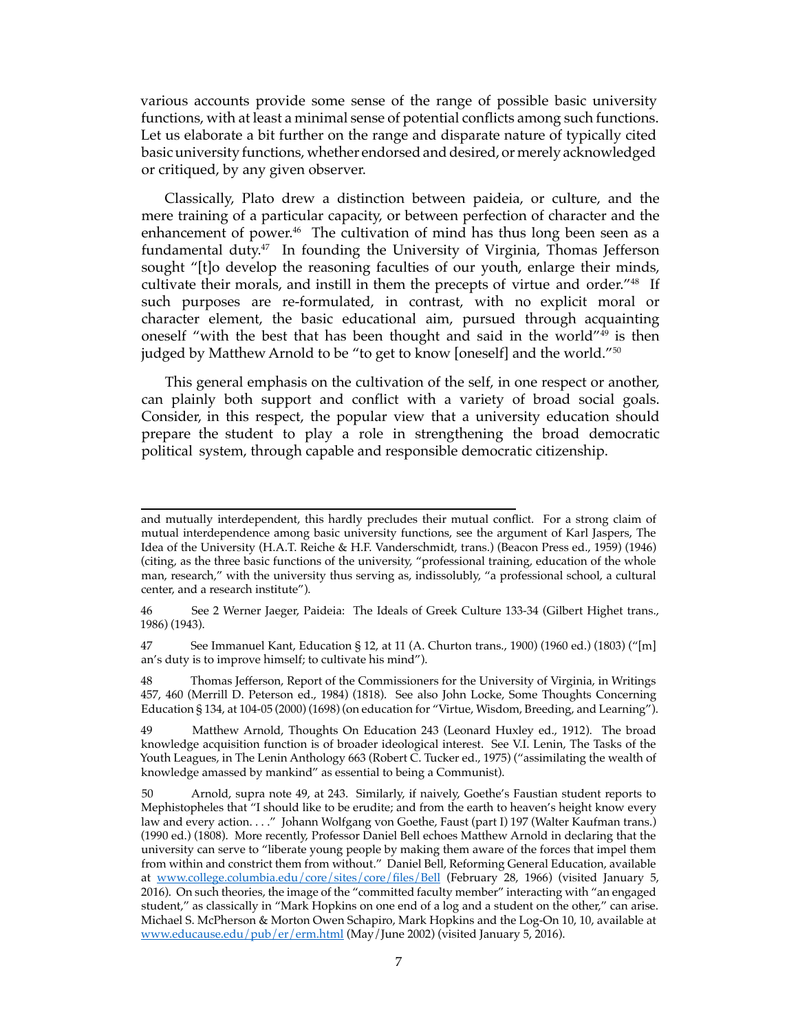various accounts provide some sense of the range of possible basic university functions, with at least a minimal sense of potential conflicts among such functions. Let us elaborate a bit further on the range and disparate nature of typically cited basic university functions, whether endorsed and desired, or merely acknowledged or critiqued, by any given observer.

Classically, Plato drew a distinction between paideia, or culture, and the mere training of a particular capacity, or between perfection of character and the enhancement of power.[46] The cultivation of mind has thus long been seen as a fundamental duty.[47] In founding the University of Virginia, Thomas Jefferson sought "[t]o develop the reasoning faculties of our youth, enlarge their minds, cultivate their morals, and instill in them the precepts of virtue and order."[48] If such purposes are re-formulated, in contrast, with no explicit moral or character element, the basic educational aim, pursued through acquainting oneself "with the best that has been thought and said in the world"[49] is then judged by Matthew Arnold to be "to get to know [oneself] and the world."[50]

This general emphasis on the cultivation of the self, in one respect or another, can plainly both support and conflict with a variety of broad social goals. Consider, in this respect, the popular view that a university education should prepare the student to play a role in strengthening the broad democratic political system, through capable and responsible democratic citizenship.

---

and mutually interdependent, this hardly precludes their mutual conflict. For a strong claim of mutual interdependence among basic university functions, see the argument of Karl Jaspers, The Idea of the University (H.A.T. Reiche & H.F. Vanderschmidt, trans.) (Beacon Press ed., 1959) (1946) (citing, as the three basic functions of the university, "professional training, education of the whole man, research," with the university thus serving as, indissolubly, "a professional school, a cultural center, and a research institute").

46 See 2 Werner Jaeger, Paideia: The Ideals of Greek Culture 133-34 (Gilbert Highet trans., 1986) (1943).

47 See Immanuel Kant, Education § 12, at 11 (A. Churton trans., 1900) (1960 ed.) (1803) ("[m]an's duty is to improve himself; to cultivate his mind").

48 Thomas Jefferson, Report of the Commissioners for the University of Virginia, in Writings 457, 460 (Merrill D. Peterson ed., 1984) (1818). See also John Locke, Some Thoughts Concerning Education § 134, at 104-05 (2000) (1698) (on education for "Virtue, Wisdom, Breeding, and Learning").

49 Matthew Arnold, Thoughts On Education 243 (Leonard Huxley ed., 1912). The broad knowledge acquisition function is of broader ideological interest. See V.I. Lenin, The Tasks of the Youth Leagues, in The Lenin Anthology 663 (Robert C. Tucker ed., 1975) ("assimilating the wealth of knowledge amassed by mankind" as essential to being a Communist).

50 Arnold, supra note 49, at 243. Similarly, if naively, Goethe's Faustian student reports to Mephistopheles that "I should like to be erudite; and from the earth to heaven's height know every law and every action. . . ." Johann Wolfgang von Goethe, Faust (part I) 197 (Walter Kaufman trans.) (1990 ed.) (1808). More recently, Professor Daniel Bell echoes Matthew Arnold in declaring that the university can serve to "liberate young people by making them aware of the forces that impel them from within and constrict them from without." Daniel Bell, Reforming General Education, available at www.college.columbia.edu/core/sites/core/files/Bell (February 28, 1966) (visited January 5, 2016). On such theories, the image of the "committed faculty member" interacting with "an engaged student," as classically in "Mark Hopkins on one end of a log and a student on the other," can arise. Michael S. McPherson & Morton Owen Schapiro, Mark Hopkins and the Log-On 10, 10, available at www.educause.edu/pub/er/erm.html (May/June 2002) (visited January 5, 2016).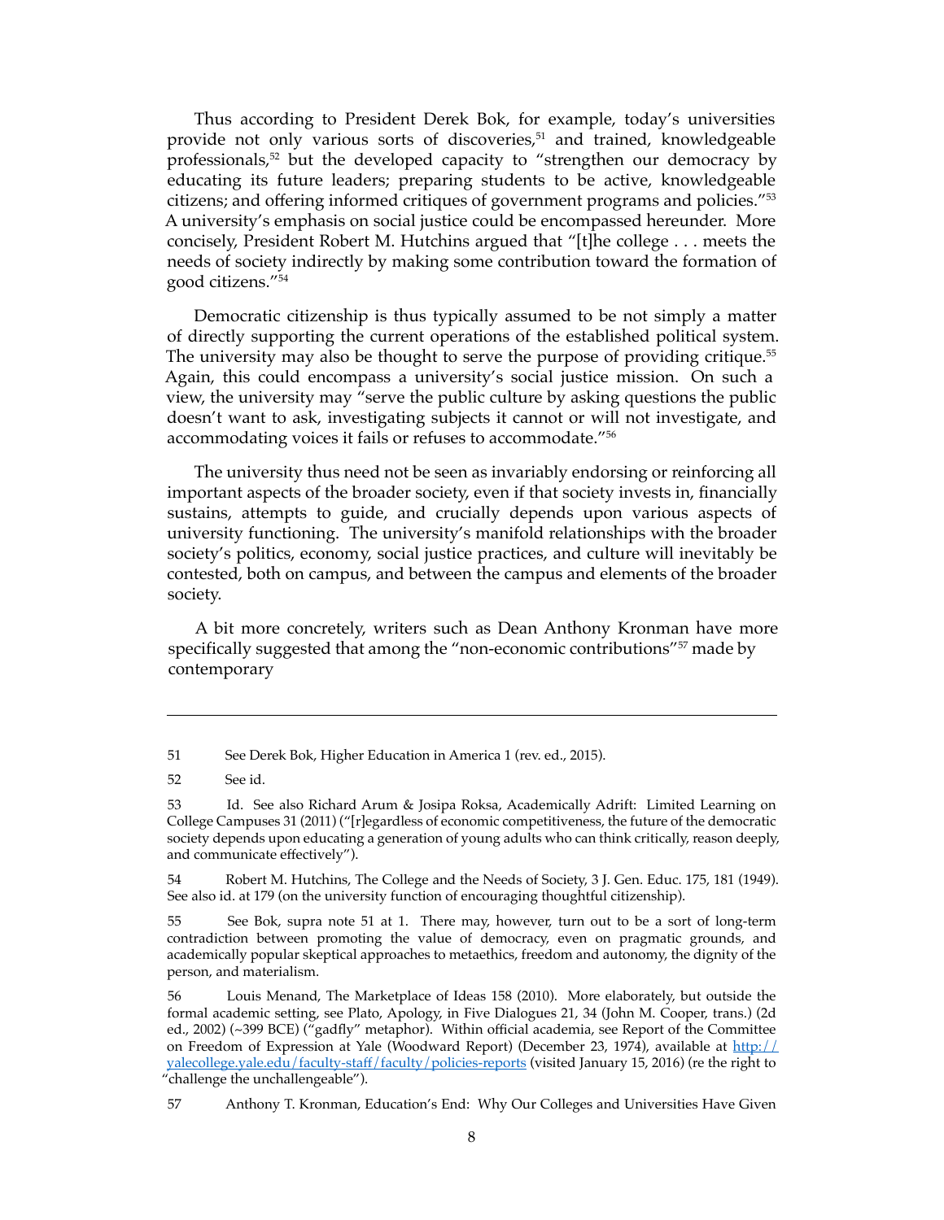Thus according to President Derek Bok, for example, today's universities provide not only various sorts of discoveries,[51] and trained, knowledgeable professionals,[52] but the developed capacity to "strengthen our democracy by educating its future leaders; preparing students to be active, knowledgeable citizens; and offering informed critiques of government programs and policies."[53] A university's emphasis on social justice could be encompassed hereunder. More concisely, President Robert M. Hutchins argued that "[t]he college . . . meets the needs of society indirectly by making some contribution toward the formation of good citizens."[54]

Democratic citizenship is thus typically assumed to be not simply a matter of directly supporting the current operations of the established political system. The university may also be thought to serve the purpose of providing critique.[55] Again, this could encompass a university's social justice mission. On such a view, the university may "serve the public culture by asking questions the public doesn't want to ask, investigating subjects it cannot or will not investigate, and accommodating voices it fails or refuses to accommodate."[56]

The university thus need not be seen as invariably endorsing or reinforcing all important aspects of the broader society, even if that society invests in, financially sustains, attempts to guide, and crucially depends upon various aspects of university functioning. The university's manifold relationships with the broader society's politics, economy, social justice practices, and culture will inevitably be contested, both on campus, and between the campus and elements of the broader society.

A bit more concretely, writers such as Dean Anthony Kronman have more specifically suggested that among the "non-economic contributions"[57] made by contemporary

---

51 See Derek Bok, Higher Education in America 1 (rev. ed., 2015).

52 See id.

53 Id. See also Richard Arum & Josipa Roksa, Academically Adrift: Limited Learning on College Campuses 31 (2011) ("[r]egardless of economic competitiveness, the future of the democratic society depends upon educating a generation of young adults who can think critically, reason deeply, and communicate effectively").

54 Robert M. Hutchins, The College and the Needs of Society, 3 J. Gen. Educ. 175, 181 (1949). See also id. at 179 (on the university function of encouraging thoughtful citizenship).

55 See Bok, supra note 51 at 1. There may, however, turn out to be a sort of long-term contradiction between promoting the value of democracy, even on pragmatic grounds, and academically popular skeptical approaches to metaethics, freedom and autonomy, the dignity of the person, and materialism.

56 Louis Menand, The Marketplace of Ideas 158 (2010). More elaborately, but outside the formal academic setting, see Plato, Apology, in Five Dialogues 21, 34 (John M. Cooper, trans.) (2d ed., 2002) (~399 BCE) ("gadfly" metaphor). Within official academia, see Report of the Committee on Freedom of Expression at Yale (Woodward Report) (December 23, 1974), available at http://yalecollege.yale.edu/faculty-staff/faculty/policies-reports (visited January 15, 2016) (re the right to "challenge the unchallengeable").

57 Anthony T. Kronman, Education's End: Why Our Colleges and Universities Have Given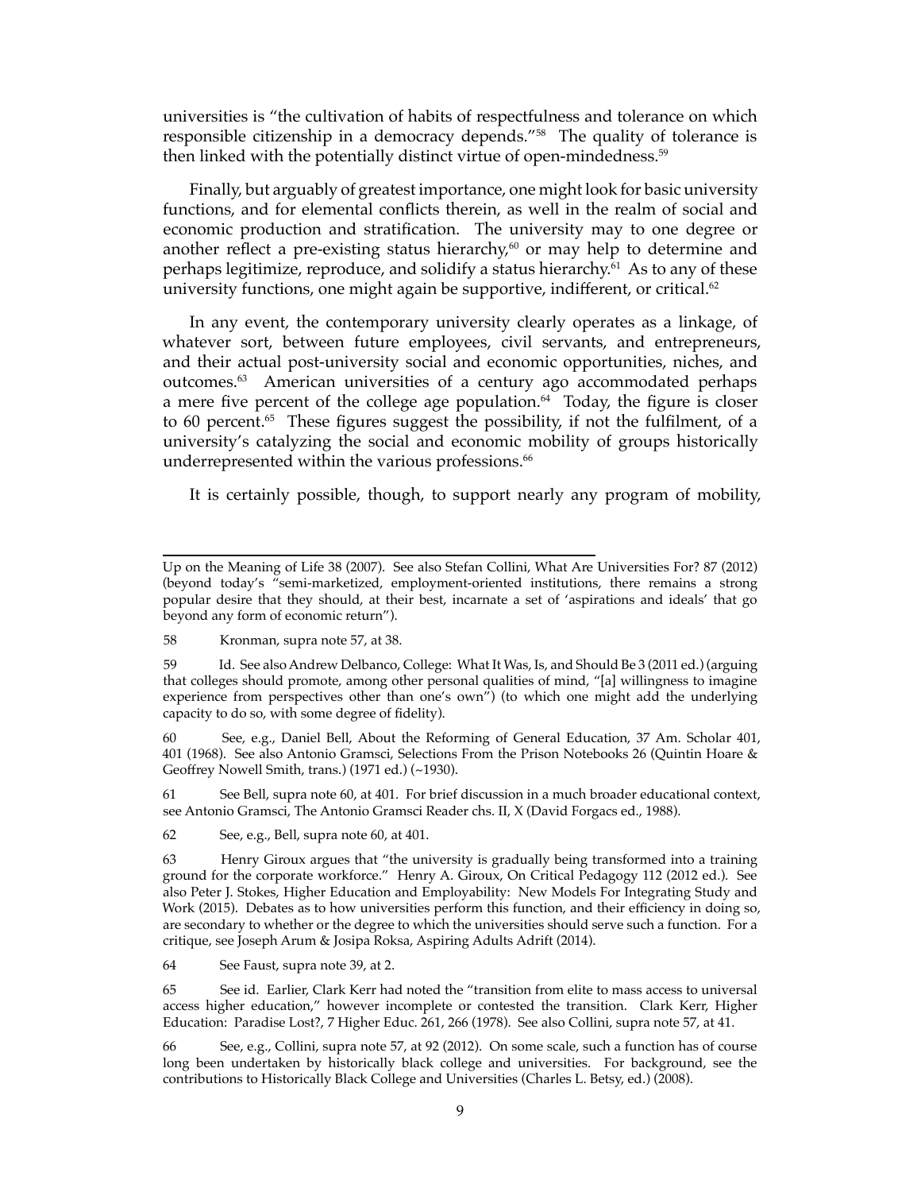universities is "the cultivation of habits of respectfulness and tolerance on which responsible citizenship in a democracy depends."[58] The quality of tolerance is then linked with the potentially distinct virtue of open-mindedness.[59]

Finally, but arguably of greatest importance, one might look for basic university functions, and for elemental conflicts therein, as well in the realm of social and economic production and stratification. The university may to one degree or another reflect a pre-existing status hierarchy,[60] or may help to determine and perhaps legitimize, reproduce, and solidify a status hierarchy.[61] As to any of these university functions, one might again be supportive, indifferent, or critical.[62]

In any event, the contemporary university clearly operates as a linkage, of whatever sort, between future employees, civil servants, and entrepreneurs, and their actual post-university social and economic opportunities, niches, and outcomes.[63] American universities of a century ago accommodated perhaps a mere five percent of the college age population.[64] Today, the figure is closer to 60 percent.[65] These figures suggest the possibility, if not the fulfilment, of a university's catalyzing the social and economic mobility of groups historically underrepresented within the various professions.[66]

It is certainly possible, though, to support nearly any program of mobility,

---

Up on the Meaning of Life 38 (2007). See also Stefan Collini, What Are Universities For? 87 (2012) (beyond today's "semi-marketized, employment-oriented institutions, there remains a strong popular desire that they should, at their best, incarnate a set of 'aspirations and ideals' that go beyond any form of economic return").

58 Kronman, supra note 57, at 38.

59 Id. See also Andrew Delbanco, College: What It Was, Is, and Should Be 3 (2011 ed.) (arguing that colleges should promote, among other personal qualities of mind, "[a] willingness to imagine experience from perspectives other than one's own") (to which one might add the underlying capacity to do so, with some degree of fidelity).

60 See, e.g., Daniel Bell, About the Reforming of General Education, 37 Am. Scholar 401, 401 (1968). See also Antonio Gramsci, Selections From the Prison Notebooks 26 (Quintin Hoare & Geoffrey Nowell Smith, trans.) (1971 ed.) (~1930).

61 See Bell, supra note 60, at 401. For brief discussion in a much broader educational context, see Antonio Gramsci, The Antonio Gramsci Reader chs. II, X (David Forgacs ed., 1988).

62 See, e.g., Bell, supra note 60, at 401.

63 Henry Giroux argues that "the university is gradually being transformed into a training ground for the corporate workforce." Henry A. Giroux, On Critical Pedagogy 112 (2012 ed.). See also Peter J. Stokes, Higher Education and Employability: New Models For Integrating Study and Work (2015). Debates as to how universities perform this function, and their efficiency in doing so, are secondary to whether or the degree to which the universities should serve such a function. For a critique, see Joseph Arum & Josipa Roksa, Aspiring Adults Adrift (2014).

64 See Faust, supra note 39, at 2.

65 See id. Earlier, Clark Kerr had noted the "transition from elite to mass access to universal access higher education," however incomplete or contested the transition. Clark Kerr, Higher Education: Paradise Lost?, 7 Higher Educ. 261, 266 (1978). See also Collini, supra note 57, at 41.

66 See, e.g., Collini, supra note 57, at 92 (2012). On some scale, such a function has of course long been undertaken by historically black college and universities. For background, see the contributions to Historically Black College and Universities (Charles L. Betsy, ed.) (2008).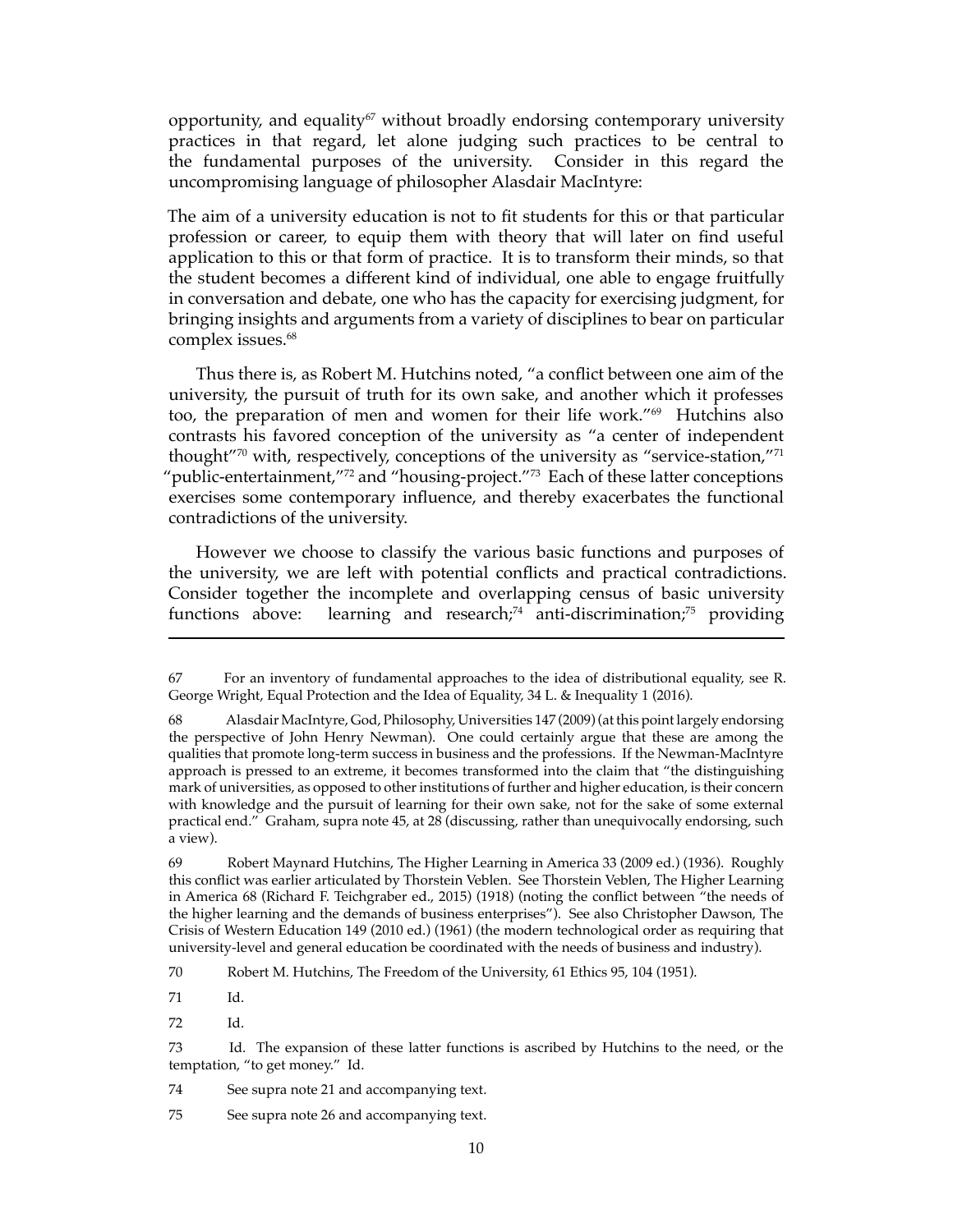opportunity, and equality[67] without broadly endorsing contemporary university practices in that regard, let alone judging such practices to be central to the fundamental purposes of the university. Consider in this regard the uncompromising language of philosopher Alasdair MacIntyre:

> The aim of a university education is not to fit students for this or that particular profession or career, to equip them with theory that will later on find useful application to this or that form of practice. It is to transform their minds, so that the student becomes a different kind of individual, one able to engage fruitfully in conversation and debate, one who has the capacity for exercising judgment, for bringing insights and arguments from a variety of disciplines to bear on particular complex issues.[68]

Thus there is, as Robert M. Hutchins noted, "a conflict between one aim of the university, the pursuit of truth for its own sake, and another which it professes too, the preparation of men and women for their life work."[69] Hutchins also contrasts his favored conception of the university as "a center of independent thought"[70] with, respectively, conceptions of the university as "service-station,"[71] "public-entertainment,"[72] and "housing-project."[73] Each of these latter conceptions exercises some contemporary influence, and thereby exacerbates the functional contradictions of the university.

However we choose to classify the various basic functions and purposes of the university, we are left with potential conflicts and practical contradictions. Consider together the incomplete and overlapping census of basic university functions above: learning and research;[74] anti-discrimination;[75] providing

---

67 For an inventory of fundamental approaches to the idea of distributional equality, see R. George Wright, Equal Protection and the Idea of Equality, 34 L. & Inequality 1 (2016).

68 Alasdair MacIntyre, God, Philosophy, Universities 147 (2009) (at this point largely endorsing the perspective of John Henry Newman). One could certainly argue that these are among the qualities that promote long-term success in business and the professions. If the Newman-MacIntyre approach is pressed to an extreme, it becomes transformed into the claim that "the distinguishing mark of universities, as opposed to other institutions of further and higher education, is their concern with knowledge and the pursuit of learning for their own sake, not for the sake of some external practical end." Graham, supra note 45, at 28 (discussing, rather than unequivocally endorsing, such a view).

69 Robert Maynard Hutchins, The Higher Learning in America 33 (2009 ed.) (1936). Roughly this conflict was earlier articulated by Thorstein Veblen. See Thorstein Veblen, The Higher Learning in America 68 (Richard F. Teichgraber ed., 2015) (1918) (noting the conflict between "the needs of the higher learning and the demands of business enterprises"). See also Christopher Dawson, The Crisis of Western Education 149 (2010 ed.) (1961) (the modern technological order as requiring that university-level and general education be coordinated with the needs of business and industry).

70 Robert M. Hutchins, The Freedom of the University, 61 Ethics 95, 104 (1951).

71 Id.

72 Id.

73 Id. The expansion of these latter functions is ascribed by Hutchins to the need, or the temptation, "to get money." Id.

74 See supra note 21 and accompanying text.

75 See supra note 26 and accompanying text.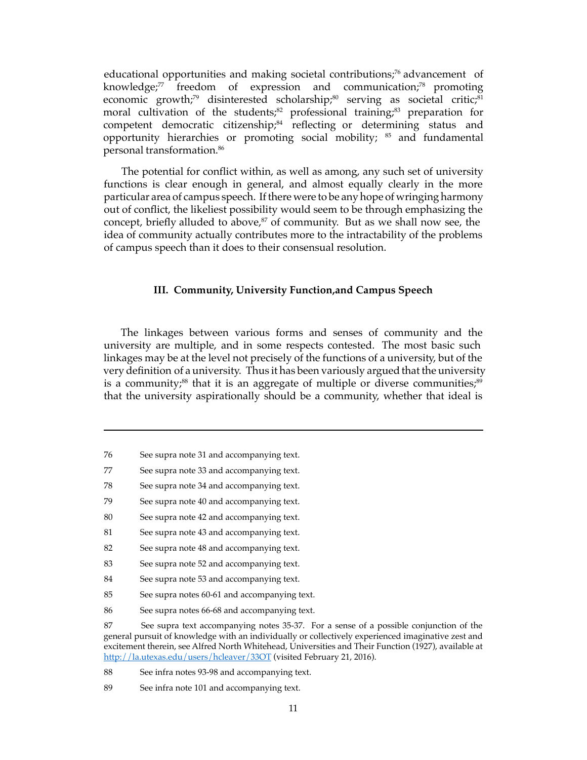educational opportunities and making societal contributions;[76] advancement of knowledge;[77] freedom of expression and communication;[78] promoting economic growth;[79] disinterested scholarship;[80] serving as societal critic;[81] moral cultivation of the students;[82] professional training;[83] preparation for competent democratic citizenship;[84] reflecting or determining status and opportunity hierarchies or promoting social mobility; [85] and fundamental personal transformation.[86]

The potential for conflict within, as well as among, any such set of university functions is clear enough in general, and almost equally clearly in the more particular area of campus speech. If there were to be any hope of wringing harmony out of conflict, the likeliest possibility would seem to be through emphasizing the concept, briefly alluded to above,[87] of community. But as we shall now see, the idea of community actually contributes more to the intractability of the problems of campus speech than it does to their consensual resolution.

### III. Community, University Function,and Campus Speech

The linkages between various forms and senses of community and the university are multiple, and in some respects contested. The most basic such linkages may be at the level not precisely of the functions of a university, but of the very definition of a university. Thus it has been variously argued that the university is a community;[88] that it is an aggregate of multiple or diverse communities;[89] that the university aspirationally should be a community, whether that ideal is

---

76 See supra note 31 and accompanying text.

77 See supra note 33 and accompanying text.

78 See supra note 34 and accompanying text.

79 See supra note 40 and accompanying text.

80 See supra note 42 and accompanying text.

81 See supra note 43 and accompanying text.

82 See supra note 48 and accompanying text.

83 See supra note 52 and accompanying text.

84 See supra note 53 and accompanying text.

85 See supra notes 60-61 and accompanying text.

86 See supra notes 66-68 and accompanying text.

87 See supra text accompanying notes 35-37. For a sense of a possible conjunction of the general pursuit of knowledge with an individually or collectively experienced imaginative zest and excitement therein, see Alfred North Whitehead, Universities and Their Function (1927), available at http://la.utexas.edu/users/hcleaver/33OT (visited February 21, 2016).

88 See infra notes 93-98 and accompanying text.

89 See infra note 101 and accompanying text.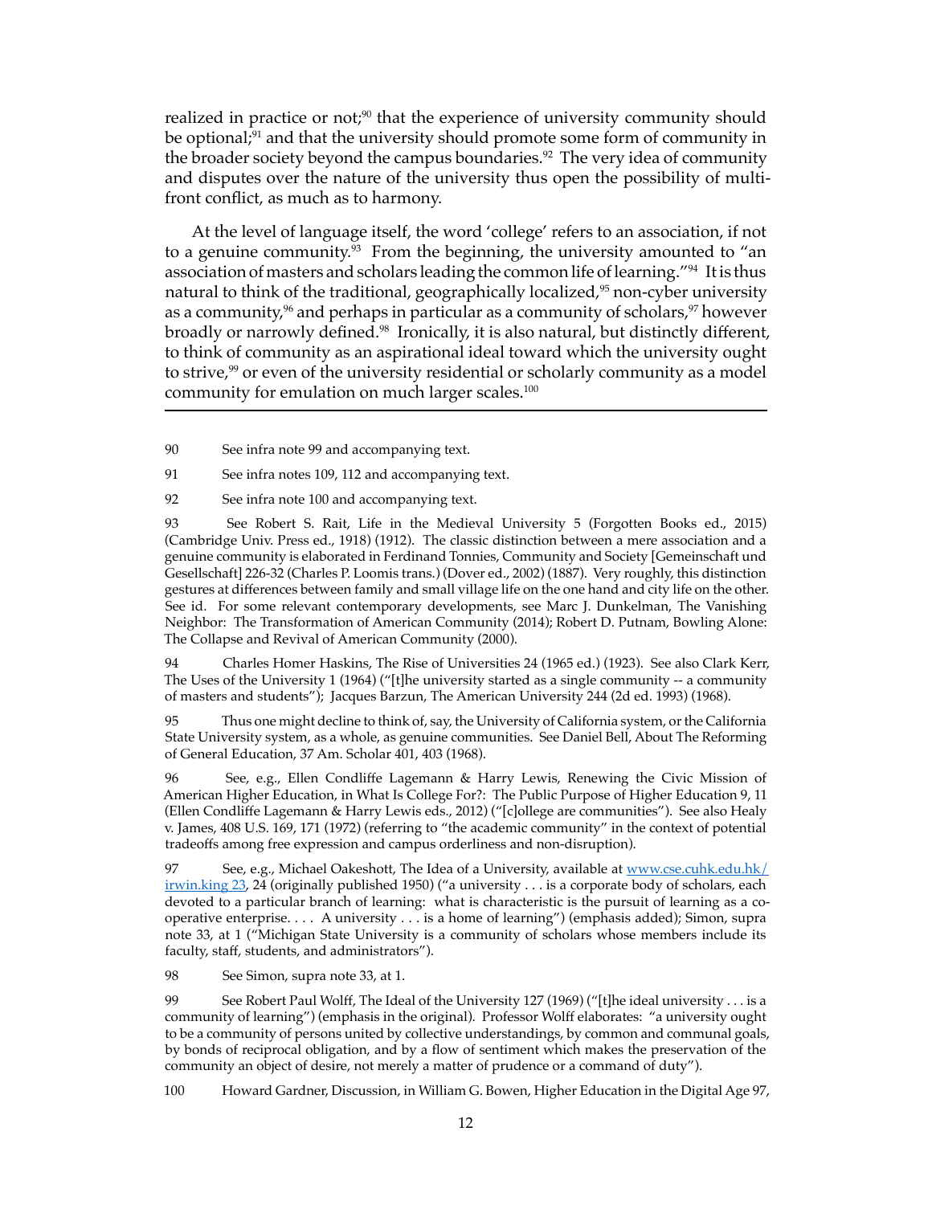realized in practice or not;[90] that the experience of university community should be optional;[91] and that the university should promote some form of community in the broader society beyond the campus boundaries.[92] The very idea of community and disputes over the nature of the university thus open the possibility of multi-front conflict, as much as to harmony.

At the level of language itself, the word 'college' refers to an association, if not to a genuine community.[93] From the beginning, the university amounted to "an association of masters and scholars leading the common life of learning."[94] It is thus natural to think of the traditional, geographically localized,[95] non-cyber university as a community,[96] and perhaps in particular as a community of scholars,[97] however broadly or narrowly defined.[98] Ironically, it is also natural, but distinctly different, to think of community as an aspirational ideal toward which the university ought to strive,[99] or even of the university residential or scholarly community as a model community for emulation on much larger scales.[100]

---

90 See infra note 99 and accompanying text.

91 See infra notes 109, 112 and accompanying text.

92 See infra note 100 and accompanying text.

93 See Robert S. Rait, Life in the Medieval University 5 (Forgotten Books ed., 2015) (Cambridge Univ. Press ed., 1918) (1912). The classic distinction between a mere association and a genuine community is elaborated in Ferdinand Tonnies, Community and Society [Gemeinschaft und Gesellschaft] 226-32 (Charles P. Loomis trans.) (Dover ed., 2002) (1887). Very roughly, this distinction gestures at differences between family and small village life on the one hand and city life on the other. See id. For some relevant contemporary developments, see Marc J. Dunkelman, The Vanishing Neighbor: The Transformation of American Community (2014); Robert D. Putnam, Bowling Alone: The Collapse and Revival of American Community (2000).

94 Charles Homer Haskins, The Rise of Universities 24 (1965 ed.) (1923). See also Clark Kerr, The Uses of the University 1 (1964) ("[t]he university started as a single community -- a community of masters and students"); Jacques Barzun, The American University 244 (2d ed. 1993) (1968).

95 Thus one might decline to think of, say, the University of California system, or the California State University system, as a whole, as genuine communities. See Daniel Bell, About The Reforming of General Education, 37 Am. Scholar 401, 403 (1968).

96 See, e.g., Ellen Condliffe Lagemann & Harry Lewis, Renewing the Civic Mission of American Higher Education, in What Is College For?: The Public Purpose of Higher Education 9, 11 (Ellen Condliffe Lagemann & Harry Lewis eds., 2012) ("[c]ollege are communities"). See also Healy v. James, 408 U.S. 169, 171 (1972) (referring to "the academic community" in the context of potential tradeoffs among free expression and campus orderliness and non-disruption).

97 See, e.g., Michael Oakeshott, The Idea of a University, available at [www.cse.cuhk.edu.hk/irwin.king 23](www.cse.cuhk.edu.hk/irwin.king), 24 (originally published 1950) ("a university . . . is a corporate body of scholars, each devoted to a particular branch of learning: what is characteristic is the pursuit of learning as a co-operative enterprise. . . . A university . . . is a home of learning") (emphasis added); Simon, supra note 33, at 1 ("Michigan State University is a community of scholars whose members include its faculty, staff, students, and administrators").

98 See Simon, supra note 33, at 1.

99 See Robert Paul Wolff, The Ideal of the University 127 (1969) ("[t]he ideal university . . . is a community of learning") (emphasis in the original). Professor Wolff elaborates: "a university ought to be a community of persons united by collective understandings, by common and communal goals, by bonds of reciprocal obligation, and by a flow of sentiment which makes the preservation of the community an object of desire, not merely a matter of prudence or a command of duty").

100 Howard Gardner, Discussion, in William G. Bowen, Higher Education in the Digital Age 97,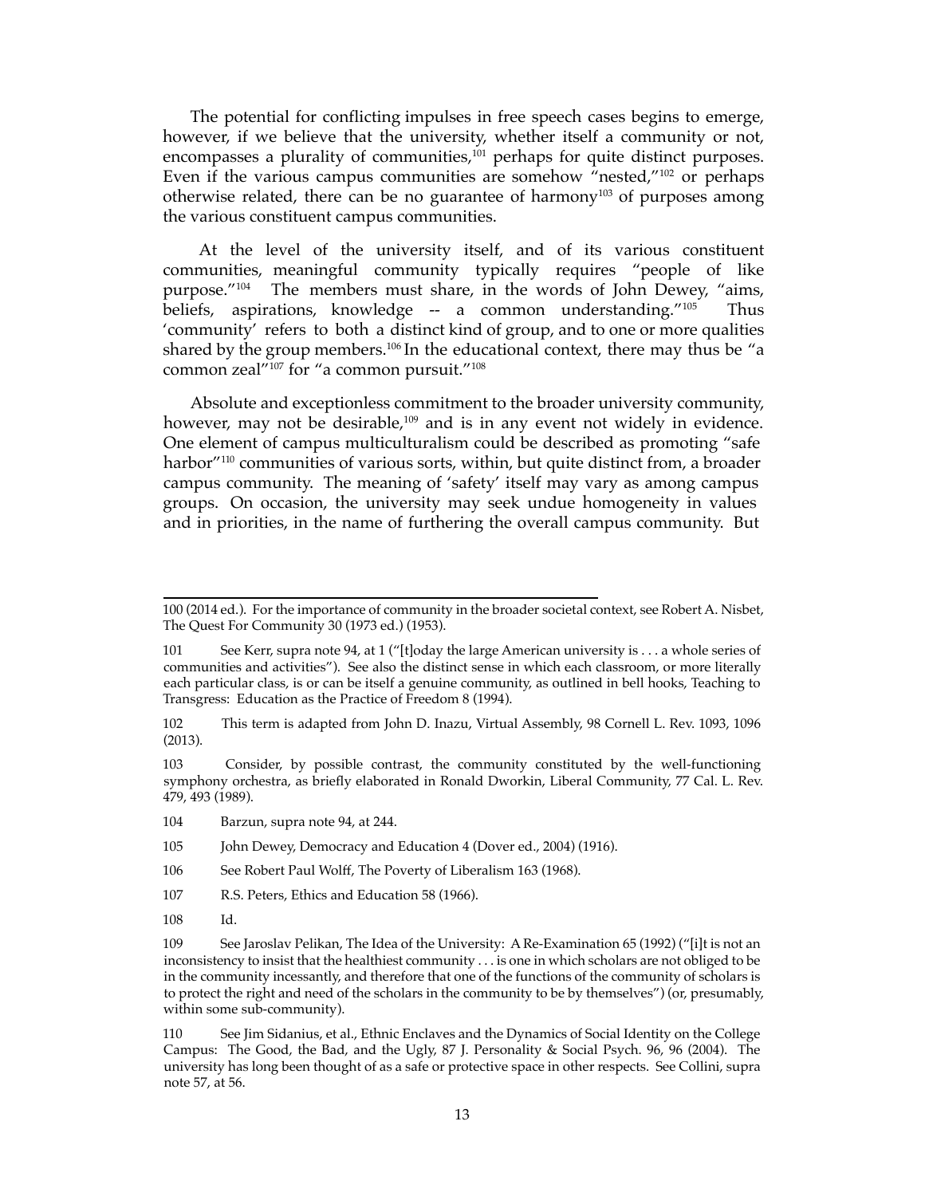The potential for conflicting impulses in free speech cases begins to emerge, however, if we believe that the university, whether itself a community or not, encompasses a plurality of communities,[101] perhaps for quite distinct purposes. Even if the various campus communities are somehow "nested,"[102] or perhaps otherwise related, there can be no guarantee of harmony[103] of purposes among the various constituent campus communities.

At the level of the university itself, and of its various constituent communities, meaningful community typically requires "people of like purpose."[104] The members must share, in the words of John Dewey, "aims, beliefs, aspirations, knowledge -- a common understanding."[105] Thus 'community' refers to both a distinct kind of group, and to one or more qualities shared by the group members.[106] In the educational context, there may thus be "a common zeal"[107] for "a common pursuit."[108]

Absolute and exceptionless commitment to the broader university community, however, may not be desirable,[109] and is in any event not widely in evidence. One element of campus multiculturalism could be described as promoting "safe harbor"[110] communities of various sorts, within, but quite distinct from, a broader campus community. The meaning of 'safety' itself may vary as among campus groups. On occasion, the university may seek undue homogeneity in values and in priorities, in the name of furthering the overall campus community. But

---

100 (2014 ed.). For the importance of community in the broader societal context, see Robert A. Nisbet, The Quest For Community 30 (1973 ed.) (1953).

101 See Kerr, supra note 94, at 1 ("[t]oday the large American university is . . . a whole series of communities and activities"). See also the distinct sense in which each classroom, or more literally each particular class, is or can be itself a genuine community, as outlined in bell hooks, Teaching to Transgress: Education as the Practice of Freedom 8 (1994).

102 This term is adapted from John D. Inazu, Virtual Assembly, 98 Cornell L. Rev. 1093, 1096 (2013).

103 Consider, by possible contrast, the community constituted by the well-functioning symphony orchestra, as briefly elaborated in Ronald Dworkin, Liberal Community, 77 Cal. L. Rev. 479, 493 (1989).

104 Barzun, supra note 94, at 244.

105 John Dewey, Democracy and Education 4 (Dover ed., 2004) (1916).

106 See Robert Paul Wolff, The Poverty of Liberalism 163 (1968).

107 R.S. Peters, Ethics and Education 58 (1966).

108 Id.

109 See Jaroslav Pelikan, The Idea of the University: A Re-Examination 65 (1992) ("[i]t is not an inconsistency to insist that the healthiest community . . . is one in which scholars are not obliged to be in the community incessantly, and therefore that one of the functions of the community of scholars is to protect the right and need of the scholars in the community to be by themselves") (or, presumably, within some sub-community).

110 See Jim Sidanius, et al., Ethnic Enclaves and the Dynamics of Social Identity on the College Campus: The Good, the Bad, and the Ugly, 87 J. Personality & Social Psych. 96, 96 (2004). The university has long been thought of as a safe or protective space in other respects. See Collini, supra note 57, at 56.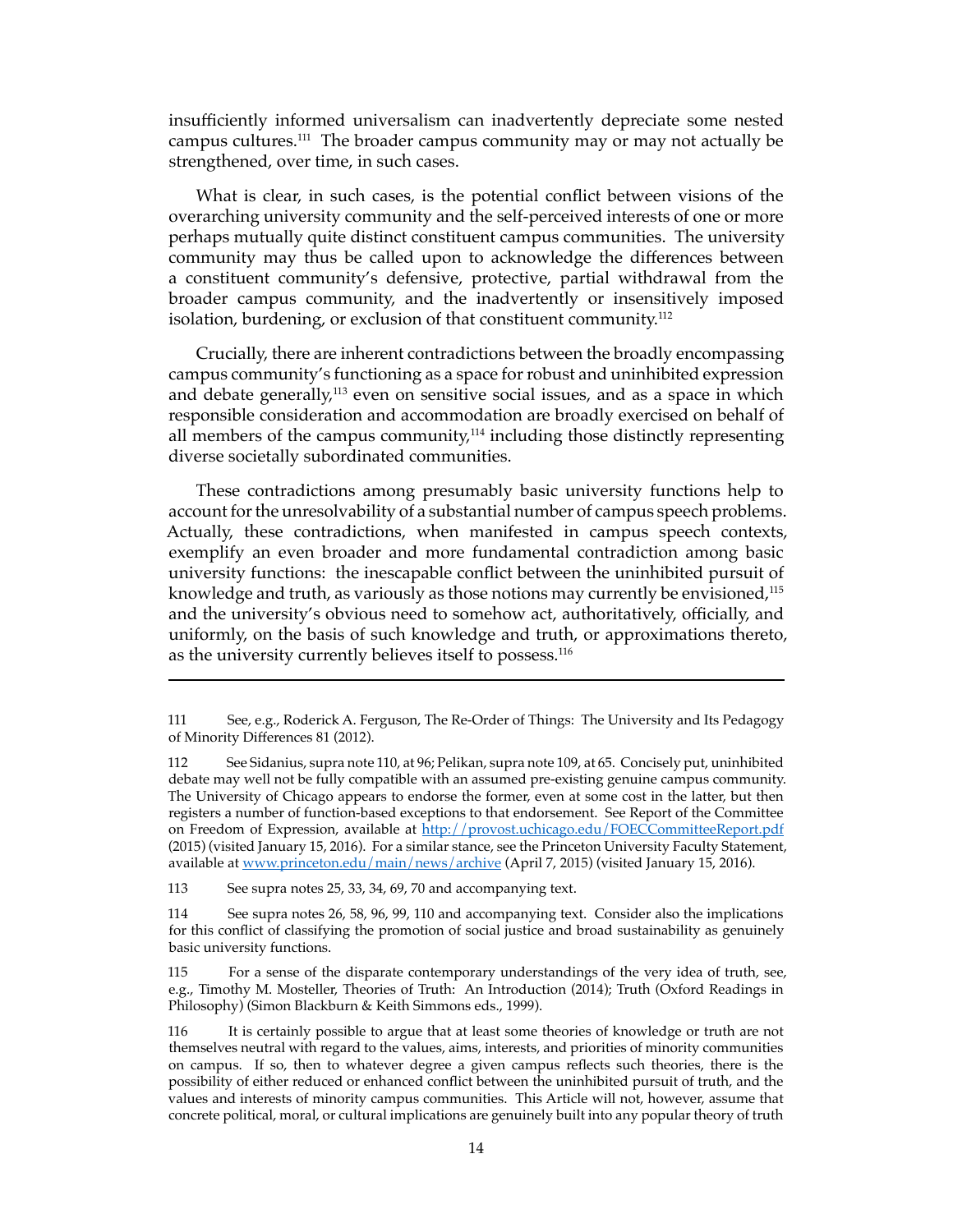insufficiently informed universalism can inadvertently depreciate some nested campus cultures.[111] The broader campus community may or may not actually be strengthened, over time, in such cases.

What is clear, in such cases, is the potential conflict between visions of the overarching university community and the self-perceived interests of one or more perhaps mutually quite distinct constituent campus communities. The university community may thus be called upon to acknowledge the differences between a constituent community's defensive, protective, partial withdrawal from the broader campus community, and the inadvertently or insensitively imposed isolation, burdening, or exclusion of that constituent community.[112]

Crucially, there are inherent contradictions between the broadly encompassing campus community's functioning as a space for robust and uninhibited expression and debate generally,[113] even on sensitive social issues, and as a space in which responsible consideration and accommodation are broadly exercised on behalf of all members of the campus community,[114] including those distinctly representing diverse societally subordinated communities.

These contradictions among presumably basic university functions help to account for the unresolvability of a substantial number of campus speech problems. Actually, these contradictions, when manifested in campus speech contexts, exemplify an even broader and more fundamental contradiction among basic university functions: the inescapable conflict between the uninhibited pursuit of knowledge and truth, as variously as those notions may currently be envisioned,[115] and the university's obvious need to somehow act, authoritatively, officially, and uniformly, on the basis of such knowledge and truth, or approximations thereto, as the university currently believes itself to possess.[116]

---

111 See, e.g., Roderick A. Ferguson, The Re-Order of Things: The University and Its Pedagogy of Minority Differences 81 (2012).

112 See Sidanius, supra note 110, at 96; Pelikan, supra note 109, at 65. Concisely put, uninhibited debate may well not be fully compatible with an assumed pre-existing genuine campus community. The University of Chicago appears to endorse the former, even at some cost in the latter, but then registers a number of function-based exceptions to that endorsement. See Report of the Committee on Freedom of Expression, available at http://provost.uchicago.edu/FOECCommitteeReport.pdf (2015) (visited January 15, 2016). For a similar stance, see the Princeton University Faculty Statement, available at www.princeton.edu/main/news/archive (April 7, 2015) (visited January 15, 2016).

113 See supra notes 25, 33, 34, 69, 70 and accompanying text.

114 See supra notes 26, 58, 96, 99, 110 and accompanying text. Consider also the implications for this conflict of classifying the promotion of social justice and broad sustainability as genuinely basic university functions.

115 For a sense of the disparate contemporary understandings of the very idea of truth, see, e.g., Timothy M. Mosteller, Theories of Truth: An Introduction (2014); Truth (Oxford Readings in Philosophy) (Simon Blackburn & Keith Simmons eds., 1999).

116 It is certainly possible to argue that at least some theories of knowledge or truth are not themselves neutral with regard to the values, aims, interests, and priorities of minority communities on campus. If so, then to whatever degree a given campus reflects such theories, there is the possibility of either reduced or enhanced conflict between the uninhibited pursuit of truth, and the values and interests of minority campus communities. This Article will not, however, assume that concrete political, moral, or cultural implications are genuinely built into any popular theory of truth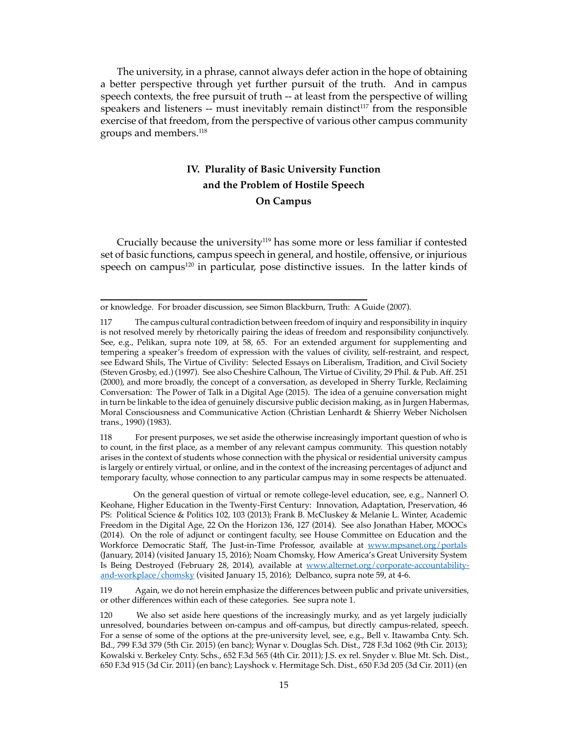The university, in a phrase, cannot always defer action in the hope of obtaining a better perspective through yet further pursuit of the truth. And in campus speech contexts, the free pursuit of truth -- at least from the perspective of willing speakers and listeners -- must inevitably remain distinct[117] from the responsible exercise of that freedom, from the perspective of various other campus community groups and members.[118]

## IV. Plurality of Basic University Function and the Problem of Hostile Speech On Campus

Crucially because the university[119] has some more or less familiar if contested set of basic functions, campus speech in general, and hostile, offensive, or injurious speech on campus[120] in particular, pose distinctive issues. In the latter kinds of

---

or knowledge. For broader discussion, see Simon Blackburn, Truth: A Guide (2007).

117 The campus cultural contradiction between freedom of inquiry and responsibility in inquiry is not resolved merely by rhetorically pairing the ideas of freedom and responsibility conjunctively. See, e.g., Pelikan, supra note 109, at 58, 65. For an extended argument for supplementing and tempering a speaker's freedom of expression with the values of civility, self-restraint, and respect, see Edward Shils, The Virtue of Civility: Selected Essays on Liberalism, Tradition, and Civil Society (Steven Grosby, ed.) (1997). See also Cheshire Calhoun, The Virtue of Civility, 29 Phil. & Pub. Aff. 251 (2000), and more broadly, the concept of a conversation, as developed in Sherry Turkle, Reclaiming Conversation: The Power of Talk in a Digital Age (2015). The idea of a genuine conversation might in turn be linkable to the idea of genuinely discursive public decision making, as in Jurgen Habermas, Moral Consciousness and Communicative Action (Christian Lenhardt & Shierry Weber Nicholsen trans., 1990) (1983).

118 For present purposes, we set aside the otherwise increasingly important question of who is to count, in the first place, as a member of any relevant campus community. This question notably arises in the context of students whose connection with the physical or residential university campus is largely or entirely virtual, or online, and in the context of the increasing percentages of adjunct and temporary faculty, whose connection to any particular campus may in some respects be attenuated.

On the general question of virtual or remote college-level education, see, e.g., Nannerl O. Keohane, Higher Education in the Twenty-First Century: Innovation, Adaptation, Preservation, 46 PS: Political Science & Politics 102, 103 (2013); Frank B. McCluskey & Melanie L. Winter, Academic Freedom in the Digital Age, 22 On the Horizon 136, 127 (2014). See also Jonathan Haber, MOOCs (2014). On the role of adjunct or contingent faculty, see House Committee on Education and the Workforce Democratic Staff, The Just-in-Time Professor, available at www.mpsanet.org/portals (January, 2014) (visited January 15, 2016); Noam Chomsky, How America's Great University System Is Being Destroyed (February 28, 2014), available at www.alternet.org/corporate-accountability-and-workplace/chomsky (visited January 15, 2016); Delbanco, supra note 59, at 4-6.

119 Again, we do not herein emphasize the differences between public and private universities, or other differences within each of these categories. See supra note 1.

120 We also set aside here questions of the increasingly murky, and as yet largely judicially unresolved, boundaries between on-campus and off-campus, but directly campus-related, speech. For a sense of some of the options at the pre-university level, see, e.g., Bell v. Itawamba Cnty. Sch. Bd., 799 F.3d 379 (5th Cir. 2015) (en banc); Wynar v. Douglas Sch. Dist., 728 F.3d 1062 (9th Cir. 2013); Kowalski v. Berkeley Cnty. Schs., 652 F.3d 565 (4th Cir. 2011); J.S. ex rel. Snyder v. Blue Mt. Sch. Dist., 650 F.3d 915 (3d Cir. 2011) (en banc); Layshock v. Hermitage Sch. Dist., 650 F.3d 205 (3d Cir. 2011) (en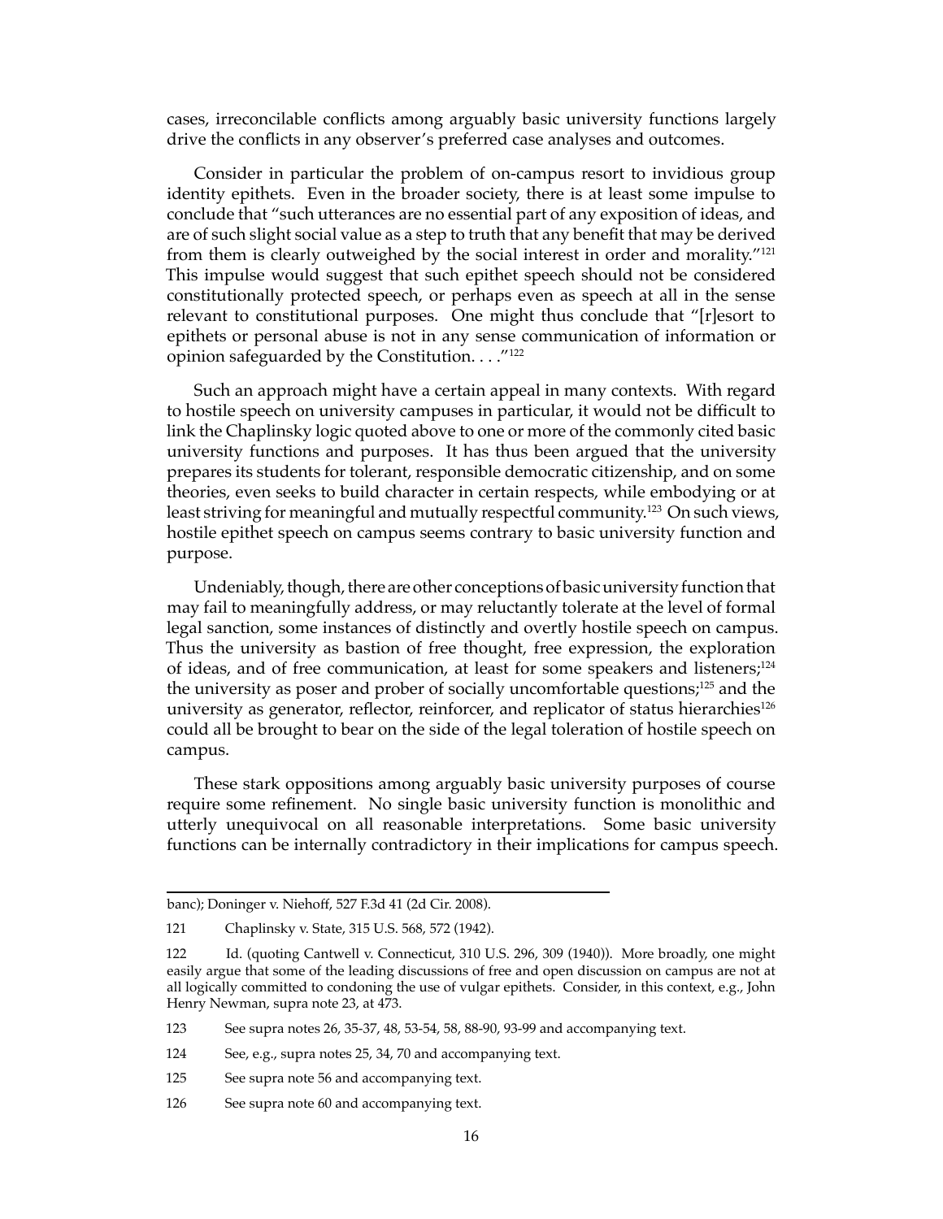cases, irreconcilable conflicts among arguably basic university functions largely drive the conflicts in any observer's preferred case analyses and outcomes.

Consider in particular the problem of on-campus resort to invidious group identity epithets. Even in the broader society, there is at least some impulse to conclude that "such utterances are no essential part of any exposition of ideas, and are of such slight social value as a step to truth that any benefit that may be derived from them is clearly outweighed by the social interest in order and morality."[121] This impulse would suggest that such epithet speech should not be considered constitutionally protected speech, or perhaps even as speech at all in the sense relevant to constitutional purposes. One might thus conclude that "[r]esort to epithets or personal abuse is not in any sense communication of information or opinion safeguarded by the Constitution. . . ."[122]

Such an approach might have a certain appeal in many contexts. With regard to hostile speech on university campuses in particular, it would not be difficult to link the Chaplinsky logic quoted above to one or more of the commonly cited basic university functions and purposes. It has thus been argued that the university prepares its students for tolerant, responsible democratic citizenship, and on some theories, even seeks to build character in certain respects, while embodying or at least striving for meaningful and mutually respectful community.[123] On such views, hostile epithet speech on campus seems contrary to basic university function and purpose.

Undeniably, though, there are other conceptions of basic university function that may fail to meaningfully address, or may reluctantly tolerate at the level of formal legal sanction, some instances of distinctly and overtly hostile speech on campus. Thus the university as bastion of free thought, free expression, the exploration of ideas, and of free communication, at least for some speakers and listeners;[124] the university as poser and prober of socially uncomfortable questions;[125] and the university as generator, reflector, reinforcer, and replicator of status hierarchies[126] could all be brought to bear on the side of the legal toleration of hostile speech on campus.

These stark oppositions among arguably basic university purposes of course require some refinement. No single basic university function is monolithic and utterly unequivocal on all reasonable interpretations. Some basic university functions can be internally contradictory in their implications for campus speech.

---

banc); Doninger v. Niehoff, 527 F.3d 41 (2d Cir. 2008).

121 Chaplinsky v. State, 315 U.S. 568, 572 (1942).

122 Id. (quoting Cantwell v. Connecticut, 310 U.S. 296, 309 (1940)). More broadly, one might easily argue that some of the leading discussions of free and open discussion on campus are not at all logically committed to condoning the use of vulgar epithets. Consider, in this context, e.g., John Henry Newman, supra note 23, at 473.

123 See supra notes 26, 35-37, 48, 53-54, 58, 88-90, 93-99 and accompanying text.

124 See, e.g., supra notes 25, 34, 70 and accompanying text.

125 See supra note 56 and accompanying text.

126 See supra note 60 and accompanying text.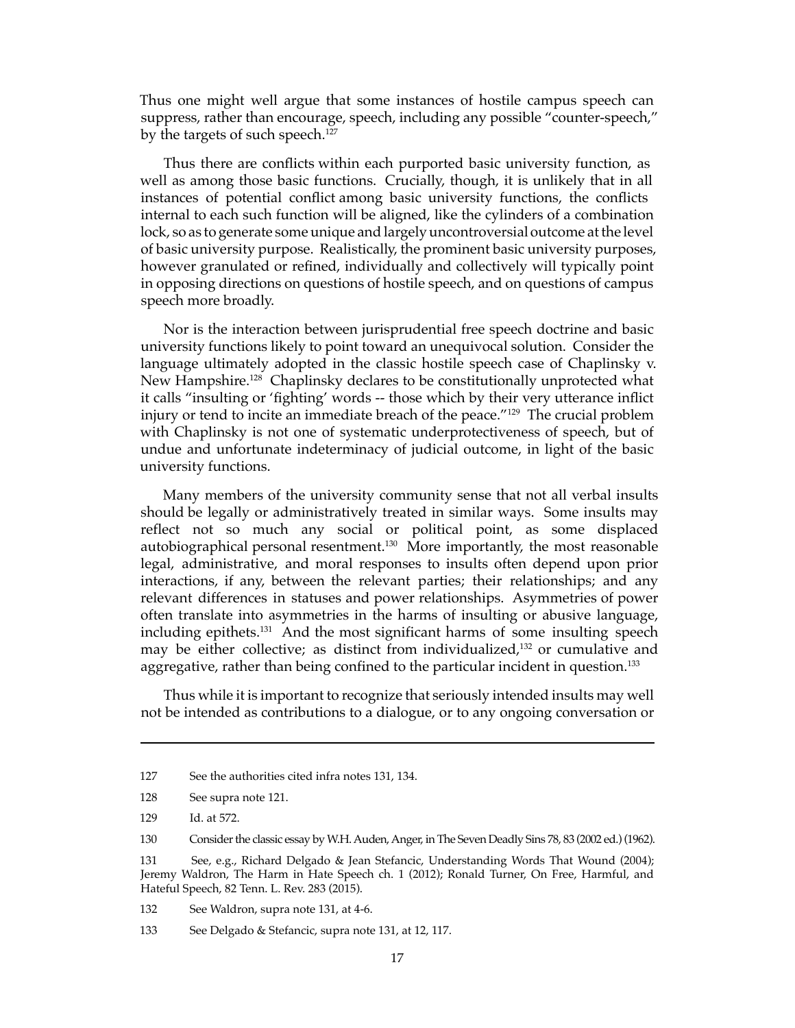Thus one might well argue that some instances of hostile campus speech can suppress, rather than encourage, speech, including any possible "counter-speech," by the targets of such speech.[127]

Thus there are conflicts within each purported basic university function, as well as among those basic functions. Crucially, though, it is unlikely that in all instances of potential conflict among basic university functions, the conflicts internal to each such function will be aligned, like the cylinders of a combination lock, so as to generate some unique and largely uncontroversial outcome at the level of basic university purpose. Realistically, the prominent basic university purposes, however granulated or refined, individually and collectively will typically point in opposing directions on questions of hostile speech, and on questions of campus speech more broadly.

Nor is the interaction between jurisprudential free speech doctrine and basic university functions likely to point toward an unequivocal solution. Consider the language ultimately adopted in the classic hostile speech case of Chaplinsky v. New Hampshire.[128] Chaplinsky declares to be constitutionally unprotected what it calls "insulting or 'fighting' words -- those which by their very utterance inflict injury or tend to incite an immediate breach of the peace."[129] The crucial problem with Chaplinsky is not one of systematic underprotectiveness of speech, but of undue and unfortunate indeterminacy of judicial outcome, in light of the basic university functions.

Many members of the university community sense that not all verbal insults should be legally or administratively treated in similar ways. Some insults may reflect not so much any social or political point, as some displaced autobiographical personal resentment.[130] More importantly, the most reasonable legal, administrative, and moral responses to insults often depend upon prior interactions, if any, between the relevant parties; their relationships; and any relevant differences in statuses and power relationships. Asymmetries of power often translate into asymmetries in the harms of insulting or abusive language, including epithets.[131] And the most significant harms of some insulting speech may be either collective; as distinct from individualized,[132] or cumulative and aggregative, rather than being confined to the particular incident in question.[133]

Thus while it is important to recognize that seriously intended insults may well not be intended as contributions to a dialogue, or to any ongoing conversation or

---

127 See the authorities cited infra notes 131, 134.

128 See supra note 121.

129 Id. at 572.

130 Consider the classic essay by W.H. Auden, Anger, in The Seven Deadly Sins 78, 83 (2002 ed.) (1962).

131 See, e.g., Richard Delgado & Jean Stefancic, Understanding Words That Wound (2004); Jeremy Waldron, The Harm in Hate Speech ch. 1 (2012); Ronald Turner, On Free, Harmful, and Hateful Speech, 82 Tenn. L. Rev. 283 (2015).

132 See Waldron, supra note 131, at 4-6.

133 See Delgado & Stefancic, supra note 131, at 12, 117.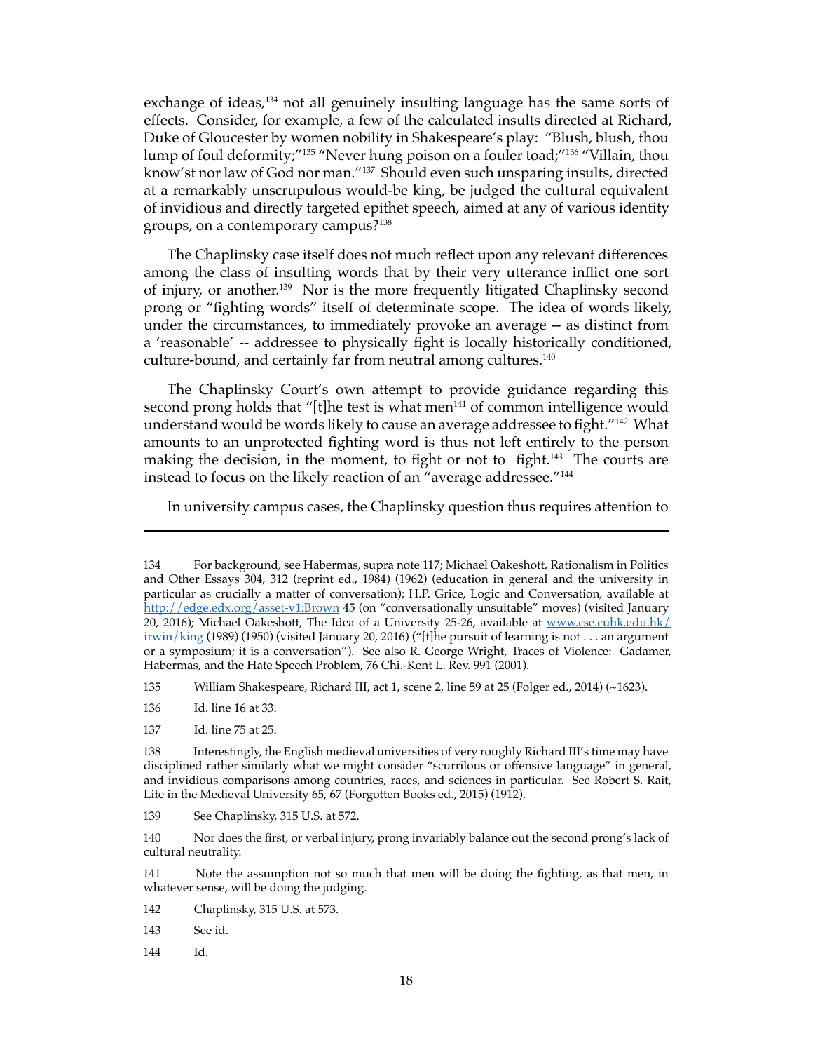exchange of ideas,[134] not all genuinely insulting language has the same sorts of effects. Consider, for example, a few of the calculated insults directed at Richard, Duke of Gloucester by women nobility in Shakespeare's play: "Blush, blush, thou lump of foul deformity;"[135] "Never hung poison on a fouler toad;"[136] "Villain, thou know'st nor law of God nor man."[137] Should even such unsparing insults, directed at a remarkably unscrupulous would-be king, be judged the cultural equivalent of invidious and directly targeted epithet speech, aimed at any of various identity groups, on a contemporary campus?[138]

The Chaplinsky case itself does not much reflect upon any relevant differences among the class of insulting words that by their very utterance inflict one sort of injury, or another.[139] Nor is the more frequently litigated Chaplinsky second prong or "fighting words" itself of determinate scope. The idea of words likely, under the circumstances, to immediately provoke an average -- as distinct from a 'reasonable' -- addressee to physically fight is locally historically conditioned, culture-bound, and certainly far from neutral among cultures.[140]

The Chaplinsky Court's own attempt to provide guidance regarding this second prong holds that "[t]he test is what men[141] of common intelligence would understand would be words likely to cause an average addressee to fight."[142] What amounts to an unprotected fighting word is thus not left entirely to the person making the decision, in the moment, to fight or not to fight.[143] The courts are instead to focus on the likely reaction of an "average addressee."[144]

In university campus cases, the Chaplinsky question thus requires attention to

---

134 For background, see Habermas, supra note 117; Michael Oakeshott, Rationalism in Politics and Other Essays 304, 312 (reprint ed., 1984) (1962) (education in general and the university in particular as crucially a matter of conversation); H.P. Grice, Logic and Conversation, available at http://edge.edx.org/asset-v1:Brown 45 (on "conversationally unsuitable" moves) (visited January 20, 2016); Michael Oakeshott, The Idea of a University 25-26, available at www.cse.cuhk.edu.hk/irwin/king (1989) (1950) (visited January 20, 2016) ("[t]he pursuit of learning is not . . . an argument or a symposium; it is a conversation"). See also R. George Wright, Traces of Violence: Gadamer, Habermas, and the Hate Speech Problem, 76 Chi.-Kent L. Rev. 991 (2001).

135 William Shakespeare, Richard III, act 1, scene 2, line 59 at 25 (Folger ed., 2014) (~1623).

136 Id. line 16 at 33.

137 Id. line 75 at 25.

138 Interestingly, the English medieval universities of very roughly Richard III's time may have disciplined rather similarly what we might consider "scurrilous or offensive language" in general, and invidious comparisons among countries, races, and sciences in particular. See Robert S. Rait, Life in the Medieval University 65, 67 (Forgotten Books ed., 2015) (1912).

139 See Chaplinsky, 315 U.S. at 572.

140 Nor does the first, or verbal injury, prong invariably balance out the second prong's lack of cultural neutrality.

141 Note the assumption not so much that men will be doing the fighting, as that men, in whatever sense, will be doing the judging.

142 Chaplinsky, 315 U.S. at 573.

143 See id.

144 Id.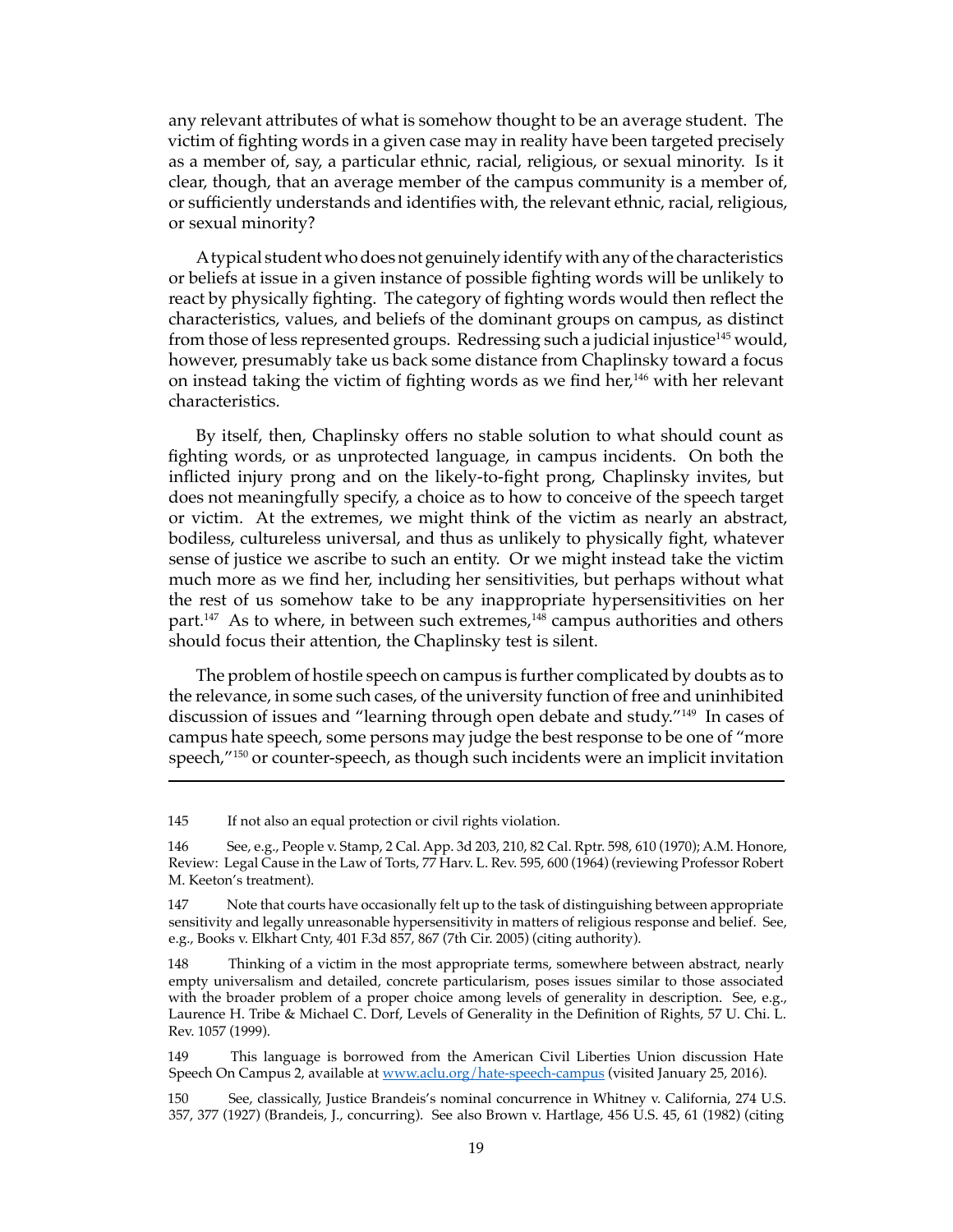any relevant attributes of what is somehow thought to be an average student. The victim of fighting words in a given case may in reality have been targeted precisely as a member of, say, a particular ethnic, racial, religious, or sexual minority. Is it clear, though, that an average member of the campus community is a member of, or sufficiently understands and identifies with, the relevant ethnic, racial, religious, or sexual minority?

A typical student who does not genuinely identify with any of the characteristics or beliefs at issue in a given instance of possible fighting words will be unlikely to react by physically fighting. The category of fighting words would then reflect the characteristics, values, and beliefs of the dominant groups on campus, as distinct from those of less represented groups. Redressing such a judicial injustice[145] would, however, presumably take us back some distance from Chaplinsky toward a focus on instead taking the victim of fighting words as we find her,[146] with her relevant characteristics.

By itself, then, Chaplinsky offers no stable solution to what should count as fighting words, or as unprotected language, in campus incidents. On both the inflicted injury prong and on the likely-to-fight prong, Chaplinsky invites, but does not meaningfully specify, a choice as to how to conceive of the speech target or victim. At the extremes, we might think of the victim as nearly an abstract, bodiless, cultureless universal, and thus as unlikely to physically fight, whatever sense of justice we ascribe to such an entity. Or we might instead take the victim much more as we find her, including her sensitivities, but perhaps without what the rest of us somehow take to be any inappropriate hypersensitivities on her part.[147] As to where, in between such extremes,[148] campus authorities and others should focus their attention, the Chaplinsky test is silent.

The problem of hostile speech on campus is further complicated by doubts as to the relevance, in some such cases, of the university function of free and uninhibited discussion of issues and "learning through open debate and study."[149] In cases of campus hate speech, some persons may judge the best response to be one of "more speech,"[150] or counter-speech, as though such incidents were an implicit invitation

---

145 If not also an equal protection or civil rights violation.

146 See, e.g., People v. Stamp, 2 Cal. App. 3d 203, 210, 82 Cal. Rptr. 598, 610 (1970); A.M. Honore, Review: Legal Cause in the Law of Torts, 77 Harv. L. Rev. 595, 600 (1964) (reviewing Professor Robert M. Keeton's treatment).

147 Note that courts have occasionally felt up to the task of distinguishing between appropriate sensitivity and legally unreasonable hypersensitivity in matters of religious response and belief. See, e.g., Books v. Elkhart Cnty, 401 F.3d 857, 867 (7th Cir. 2005) (citing authority).

148 Thinking of a victim in the most appropriate terms, somewhere between abstract, nearly empty universalism and detailed, concrete particularism, poses issues similar to those associated with the broader problem of a proper choice among levels of generality in description. See, e.g., Laurence H. Tribe & Michael C. Dorf, Levels of Generality in the Definition of Rights, 57 U. Chi. L. Rev. 1057 (1999).

149 This language is borrowed from the American Civil Liberties Union discussion Hate Speech On Campus 2, available at www.aclu.org/hate-speech-campus (visited January 25, 2016).

150 See, classically, Justice Brandeis's nominal concurrence in Whitney v. California, 274 U.S. 357, 377 (1927) (Brandeis, J., concurring). See also Brown v. Hartlage, 456 U.S. 45, 61 (1982) (citing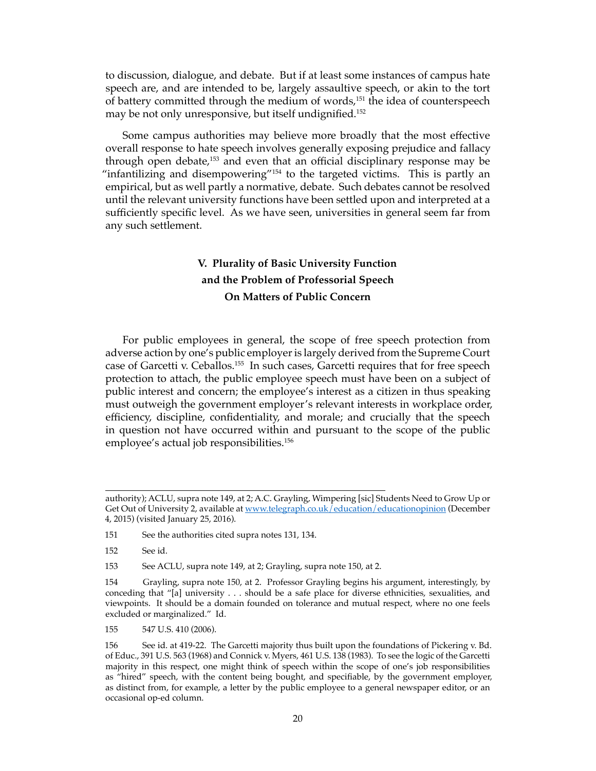to discussion, dialogue, and debate. But if at least some instances of campus hate speech are, and are intended to be, largely assaultive speech, or akin to the tort of battery committed through the medium of words,[151] the idea of counterspeech may be not only unresponsive, but itself undignified.[152]

Some campus authorities may believe more broadly that the most effective overall response to hate speech involves generally exposing prejudice and fallacy through open debate,[153] and even that an official disciplinary response may be "infantilizing and disempowering"[154] to the targeted victims. This is partly an empirical, but as well partly a normative, debate. Such debates cannot be resolved until the relevant university functions have been settled upon and interpreted at a sufficiently specific level. As we have seen, universities in general seem far from any such settlement.

## V. Plurality of Basic University Function and the Problem of Professorial Speech On Matters of Public Concern

For public employees in general, the scope of free speech protection from adverse action by one's public employer is largely derived from the Supreme Court case of Garcetti v. Ceballos.[155] In such cases, Garcetti requires that for free speech protection to attach, the public employee speech must have been on a subject of public interest and concern; the employee's interest as a citizen in thus speaking must outweigh the government employer's relevant interests in workplace order, efficiency, discipline, confidentiality, and morale; and crucially that the speech in question not have occurred within and pursuant to the scope of the public employee's actual job responsibilities.[156]

---

authority); ACLU, supra note 149, at 2; A.C. Grayling, Wimpering [sic] Students Need to Grow Up or Get Out of University 2, available at www.telegraph.co.uk/education/educationopinion (December 4, 2015) (visited January 25, 2016).

151 See the authorities cited supra notes 131, 134.

152 See id.

153 See ACLU, supra note 149, at 2; Grayling, supra note 150, at 2.

154 Grayling, supra note 150, at 2. Professor Grayling begins his argument, interestingly, by conceding that "[a] university . . . should be a safe place for diverse ethnicities, sexualities, and viewpoints. It should be a domain founded on tolerance and mutual respect, where no one feels excluded or marginalized." Id.

155 547 U.S. 410 (2006).

156 See id. at 419-22. The Garcetti majority thus built upon the foundations of Pickering v. Bd. of Educ., 391 U.S. 563 (1968) and Connick v. Myers, 461 U.S. 138 (1983). To see the logic of the Garcetti majority in this respect, one might think of speech within the scope of one's job responsibilities as "hired" speech, with the content being bought, and specifiable, by the government employer, as distinct from, for example, a letter by the public employee to a general newspaper editor, or an occasional op-ed column.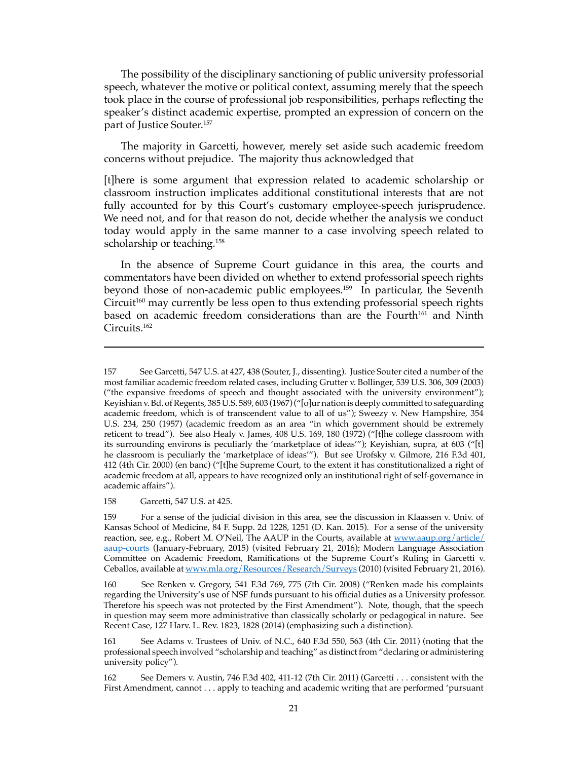The possibility of the disciplinary sanctioning of public university professorial speech, whatever the motive or political context, assuming merely that the speech took place in the course of professional job responsibilities, perhaps reflecting the speaker's distinct academic expertise, prompted an expression of concern on the part of Justice Souter.[157]

The majority in Garcetti, however, merely set aside such academic freedom concerns without prejudice. The majority thus acknowledged that

> [t]here is some argument that expression related to academic scholarship or classroom instruction implicates additional constitutional interests that are not fully accounted for by this Court's customary employee-speech jurisprudence. We need not, and for that reason do not, decide whether the analysis we conduct today would apply in the same manner to a case involving speech related to scholarship or teaching.[158]

In the absence of Supreme Court guidance in this area, the courts and commentators have been divided on whether to extend professorial speech rights beyond those of non-academic public employees.[159] In particular, the Seventh Circuit[160] may currently be less open to thus extending professorial speech rights based on academic freedom considerations than are the Fourth[161] and Ninth Circuits.[162]

---

157 See Garcetti, 547 U.S. at 427, 438 (Souter, J., dissenting). Justice Souter cited a number of the most familiar academic freedom related cases, including Grutter v. Bollinger, 539 U.S. 306, 309 (2003) ("the expansive freedoms of speech and thought associated with the university environment"); Keyishian v. Bd. of Regents, 385 U.S. 589, 603 (1967) ("[o]ur nation is deeply committed to safeguarding academic freedom, which is of transcendent value to all of us"); Sweezy v. New Hampshire, 354 U.S. 234, 250 (1957) (academic freedom as an area "in which government should be extremely reticent to tread"). See also Healy v. James, 408 U.S. 169, 180 (1972) ("[t]he college classroom with its surrounding environs is peculiarly the 'marketplace of ideas'"); Keyishian, supra, at 603 ("[t]he classroom is peculiarly the 'marketplace of ideas'"). But see Urofsky v. Gilmore, 216 F.3d 401, 412 (4th Cir. 2000) (en banc) ("[t]he Supreme Court, to the extent it has constitutionalized a right of academic freedom at all, appears to have recognized only an institutional right of self-governance in academic affairs").

158 Garcetti, 547 U.S. at 425.

159 For a sense of the judicial division in this area, see the discussion in Klaassen v. Univ. of Kansas School of Medicine, 84 F. Supp. 2d 1228, 1251 (D. Kan. 2015). For a sense of the university reaction, see, e.g., Robert M. O'Neil, The AAUP in the Courts, available at www.aaup.org/article/aaup-courts (January-February, 2015) (visited February 21, 2016); Modern Language Association Committee on Academic Freedom, Ramifications of the Supreme Court's Ruling in Garcetti v. Ceballos, available at www.mla.org/Resources/Research/Surveys (2010) (visited February 21, 2016).

160 See Renken v. Gregory, 541 F.3d 769, 775 (7th Cir. 2008) ("Renken made his complaints regarding the University's use of NSF funds pursuant to his official duties as a University professor. Therefore his speech was not protected by the First Amendment"). Note, though, that the speech in question may seem more administrative than classically scholarly or pedagogical in nature. See Recent Case, 127 Harv. L. Rev. 1823, 1828 (2014) (emphasizing such a distinction).

161 See Adams v. Trustees of Univ. of N.C., 640 F.3d 550, 563 (4th Cir. 2011) (noting that the professional speech involved "scholarship and teaching" as distinct from "declaring or administering university policy").

162 See Demers v. Austin, 746 F.3d 402, 411-12 (7th Cir. 2011) (Garcetti . . . consistent with the First Amendment, cannot . . . apply to teaching and academic writing that are performed 'pursuant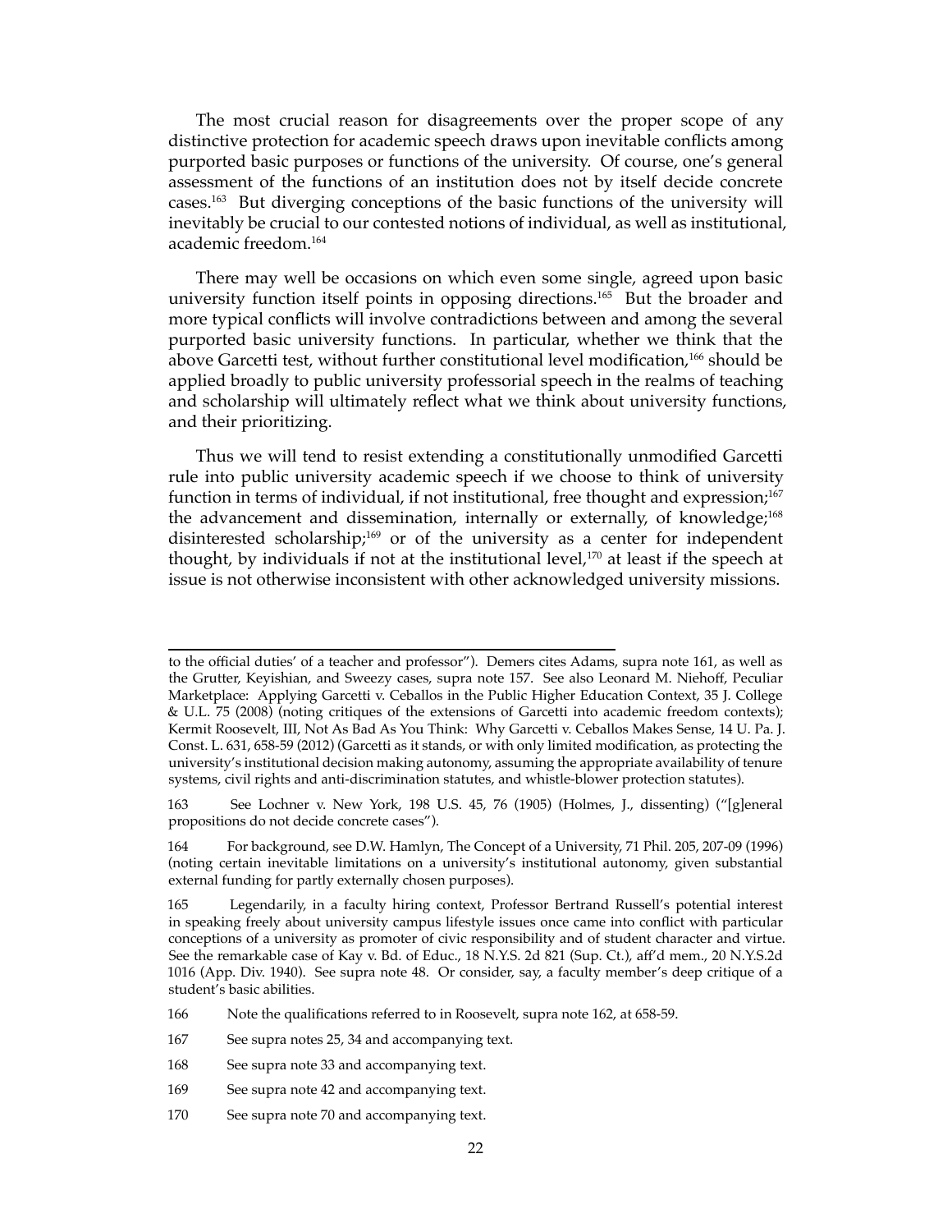The most crucial reason for disagreements over the proper scope of any distinctive protection for academic speech draws upon inevitable conflicts among purported basic purposes or functions of the university. Of course, one's general assessment of the functions of an institution does not by itself decide concrete cases.[163] But diverging conceptions of the basic functions of the university will inevitably be crucial to our contested notions of individual, as well as institutional, academic freedom.[164]

There may well be occasions on which even some single, agreed upon basic university function itself points in opposing directions.[165] But the broader and more typical conflicts will involve contradictions between and among the several purported basic university functions. In particular, whether we think that the above Garcetti test, without further constitutional level modification,[166] should be applied broadly to public university professorial speech in the realms of teaching and scholarship will ultimately reflect what we think about university functions, and their prioritizing.

Thus we will tend to resist extending a constitutionally unmodified Garcetti rule into public university academic speech if we choose to think of university function in terms of individual, if not institutional, free thought and expression;[167] the advancement and dissemination, internally or externally, of knowledge;[168] disinterested scholarship;[169] or of the university as a center for independent thought, by individuals if not at the institutional level,[170] at least if the speech at issue is not otherwise inconsistent with other acknowledged university missions.

---

to the official duties' of a teacher and professor"). Demers cites Adams, supra note 161, as well as the Grutter, Keyishian, and Sweezy cases, supra note 157. See also Leonard M. Niehoff, Peculiar Marketplace: Applying Garcetti v. Ceballos in the Public Higher Education Context, 35 J. College & U.L. 75 (2008) (noting critiques of the extensions of Garcetti into academic freedom contexts); Kermit Roosevelt, III, Not As Bad As You Think: Why Garcetti v. Ceballos Makes Sense, 14 U. Pa. J. Const. L. 631, 658-59 (2012) (Garcetti as it stands, or with only limited modification, as protecting the university's institutional decision making autonomy, assuming the appropriate availability of tenure systems, civil rights and anti-discrimination statutes, and whistle-blower protection statutes).

163 See Lochner v. New York, 198 U.S. 45, 76 (1905) (Holmes, J., dissenting) ("[g]eneral propositions do not decide concrete cases").

164 For background, see D.W. Hamlyn, The Concept of a University, 71 Phil. 205, 207-09 (1996) (noting certain inevitable limitations on a university's institutional autonomy, given substantial external funding for partly externally chosen purposes).

165 Legendarily, in a faculty hiring context, Professor Bertrand Russell's potential interest in speaking freely about university campus lifestyle issues once came into conflict with particular conceptions of a university as promoter of civic responsibility and of student character and virtue. See the remarkable case of Kay v. Bd. of Educ., 18 N.Y.S. 2d 821 (Sup. Ct.), aff'd mem., 20 N.Y.S.2d 1016 (App. Div. 1940). See supra note 48. Or consider, say, a faculty member's deep critique of a student's basic abilities.

166 Note the qualifications referred to in Roosevelt, supra note 162, at 658-59.

167 See supra notes 25, 34 and accompanying text.

168 See supra note 33 and accompanying text.

169 See supra note 42 and accompanying text.

170 See supra note 70 and accompanying text.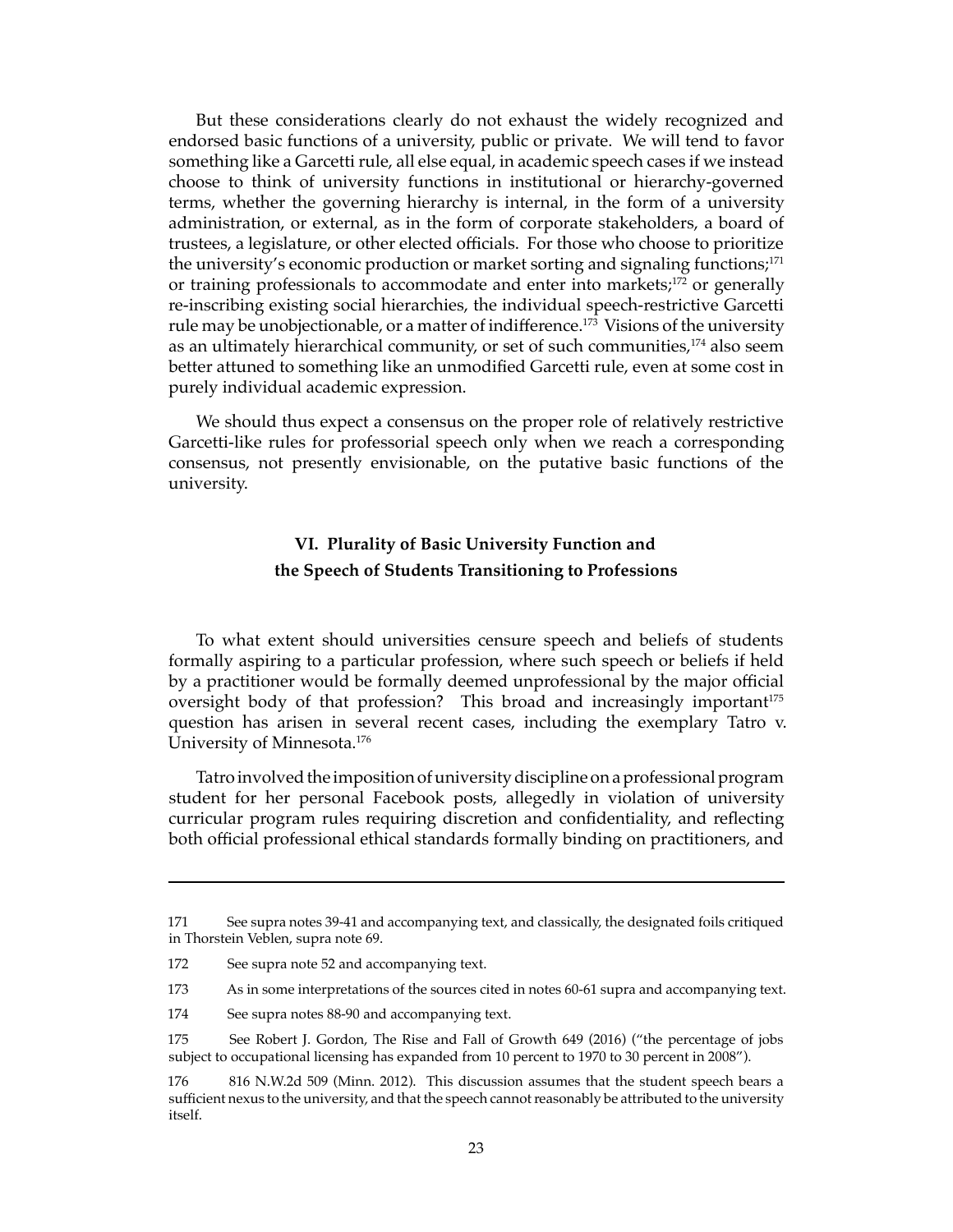But these considerations clearly do not exhaust the widely recognized and endorsed basic functions of a university, public or private. We will tend to favor something like a Garcetti rule, all else equal, in academic speech cases if we instead choose to think of university functions in institutional or hierarchy-governed terms, whether the governing hierarchy is internal, in the form of a university administration, or external, as in the form of corporate stakeholders, a board of trustees, a legislature, or other elected officials. For those who choose to prioritize the university's economic production or market sorting and signaling functions;[171] or training professionals to accommodate and enter into markets;[172] or generally re-inscribing existing social hierarchies, the individual speech-restrictive Garcetti rule may be unobjectionable, or a matter of indifference.[173] Visions of the university as an ultimately hierarchical community, or set of such communities,[174] also seem better attuned to something like an unmodified Garcetti rule, even at some cost in purely individual academic expression.

We should thus expect a consensus on the proper role of relatively restrictive Garcetti-like rules for professorial speech only when we reach a corresponding consensus, not presently envisionable, on the putative basic functions of the university.

## VI. Plurality of Basic University Function and the Speech of Students Transitioning to Professions

To what extent should universities censure speech and beliefs of students formally aspiring to a particular profession, where such speech or beliefs if held by a practitioner would be formally deemed unprofessional by the major official oversight body of that profession? This broad and increasingly important[175] question has arisen in several recent cases, including the exemplary Tatro v. University of Minnesota.[176]

Tatro involved the imposition of university discipline on a professional program student for her personal Facebook posts, allegedly in violation of university curricular program rules requiring discretion and confidentiality, and reflecting both official professional ethical standards formally binding on practitioners, and

---

171 See supra notes 39-41 and accompanying text, and classically, the designated foils critiqued in Thorstein Veblen, supra note 69.

172 See supra note 52 and accompanying text.

173 As in some interpretations of the sources cited in notes 60-61 supra and accompanying text.

174 See supra notes 88-90 and accompanying text.

175 See Robert J. Gordon, The Rise and Fall of Growth 649 (2016) ("the percentage of jobs subject to occupational licensing has expanded from 10 percent to 1970 to 30 percent in 2008").

176 816 N.W.2d 509 (Minn. 2012). This discussion assumes that the student speech bears a sufficient nexus to the university, and that the speech cannot reasonably be attributed to the university itself.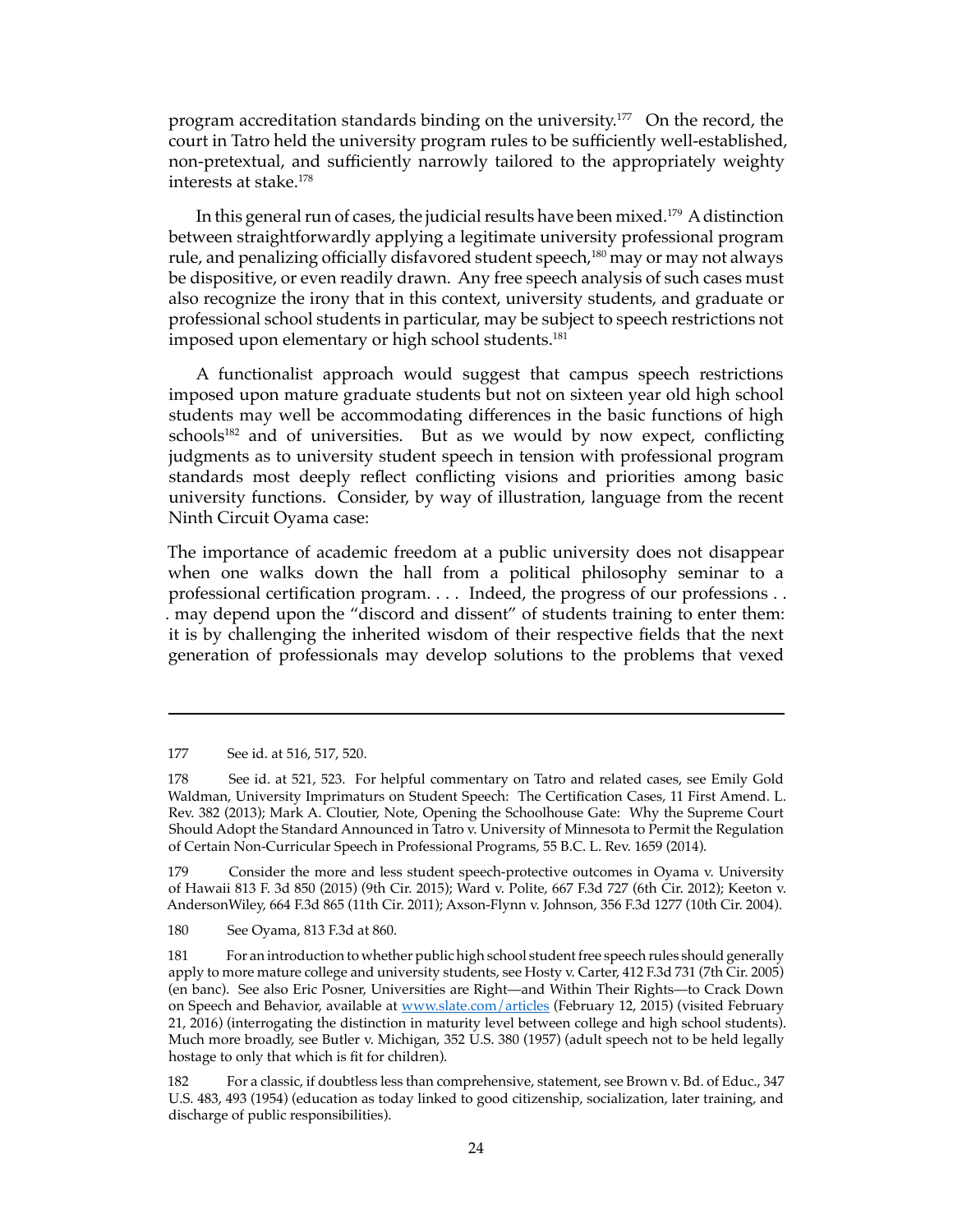program accreditation standards binding on the university.[177] On the record, the court in Tatro held the university program rules to be sufficiently well-established, non-pretextual, and sufficiently narrowly tailored to the appropriately weighty interests at stake.[178]

In this general run of cases, the judicial results have been mixed.[179] A distinction between straightforwardly applying a legitimate university professional program rule, and penalizing officially disfavored student speech,[180] may or may not always be dispositive, or even readily drawn. Any free speech analysis of such cases must also recognize the irony that in this context, university students, and graduate or professional school students in particular, may be subject to speech restrictions not imposed upon elementary or high school students.[181]

A functionalist approach would suggest that campus speech restrictions imposed upon mature graduate students but not on sixteen year old high school students may well be accommodating differences in the basic functions of high schools[182] and of universities. But as we would by now expect, conflicting judgments as to university student speech in tension with professional program standards most deeply reflect conflicting visions and priorities among basic university functions. Consider, by way of illustration, language from the recent Ninth Circuit Oyama case:

The importance of academic freedom at a public university does not disappear when one walks down the hall from a political philosophy seminar to a professional certification program. . . . Indeed, the progress of our professions . . . may depend upon the "discord and dissent" of students training to enter them: it is by challenging the inherited wisdom of their respective fields that the next generation of professionals may develop solutions to the problems that vexed

---

177 See id. at 516, 517, 520.

178 See id. at 521, 523. For helpful commentary on Tatro and related cases, see Emily Gold Waldman, University Imprimaturs on Student Speech: The Certification Cases, 11 First Amend. L. Rev. 382 (2013); Mark A. Cloutier, Note, Opening the Schoolhouse Gate: Why the Supreme Court Should Adopt the Standard Announced in Tatro v. University of Minnesota to Permit the Regulation of Certain Non-Curricular Speech in Professional Programs, 55 B.C. L. Rev. 1659 (2014).

179 Consider the more and less student speech-protective outcomes in Oyama v. University of Hawaii 813 F. 3d 850 (2015) (9th Cir. 2015); Ward v. Polite, 667 F.3d 727 (6th Cir. 2012); Keeton v. AndersonWiley, 664 F.3d 865 (11th Cir. 2011); Axson-Flynn v. Johnson, 356 F.3d 1277 (10th Cir. 2004).

180 See Oyama, 813 F.3d at 860.

181 For an introduction to whether public high school student free speech rules should generally apply to more mature college and university students, see Hosty v. Carter, 412 F.3d 731 (7th Cir. 2005) (en banc). See also Eric Posner, Universities are Right—and Within Their Rights—to Crack Down on Speech and Behavior, available at www.slate.com/articles (February 12, 2015) (visited February 21, 2016) (interrogating the distinction in maturity level between college and high school students). Much more broadly, see Butler v. Michigan, 352 U.S. 380 (1957) (adult speech not to be held legally hostage to only that which is fit for children).

182 For a classic, if doubtless less than comprehensive, statement, see Brown v. Bd. of Educ., 347 U.S. 483, 493 (1954) (education as today linked to good citizenship, socialization, later training, and discharge of public responsibilities).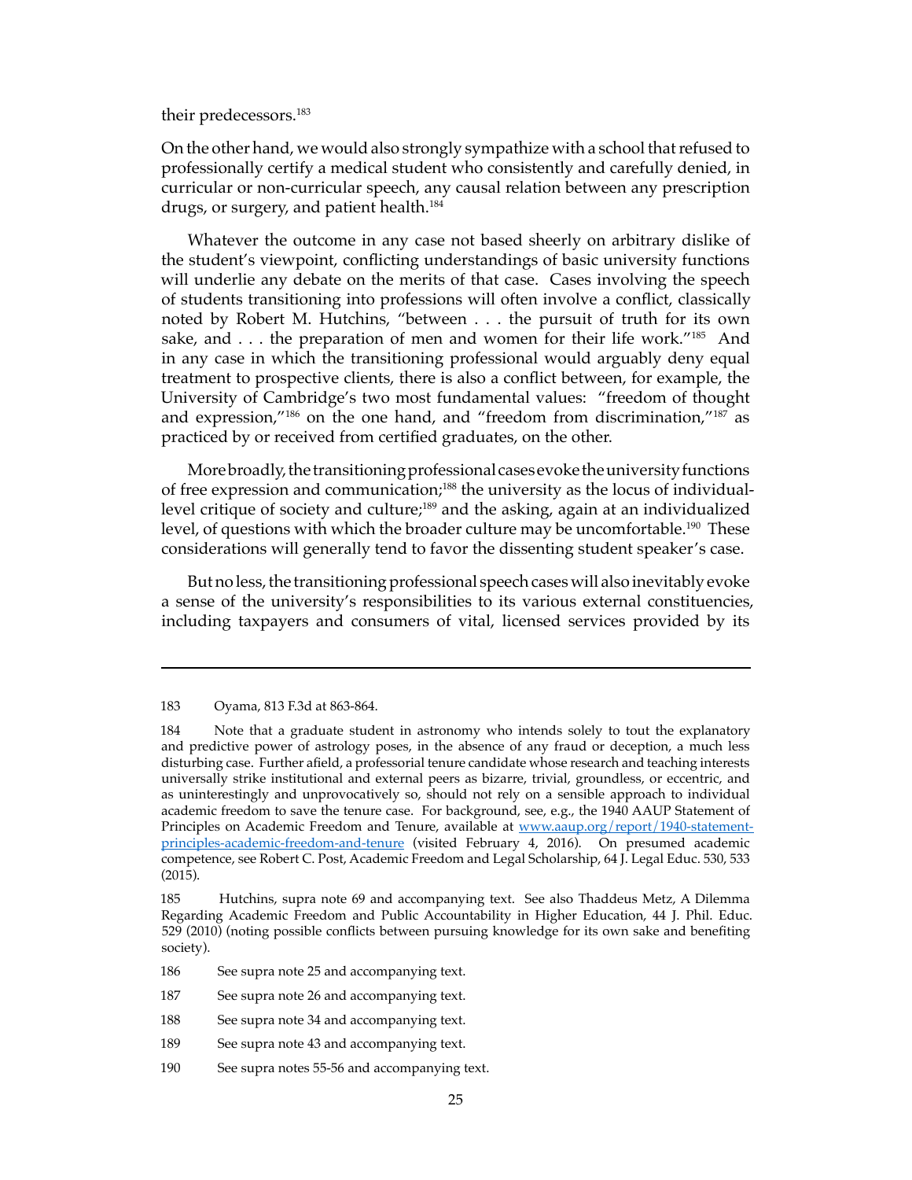their predecessors.[183]

On the other hand, we would also strongly sympathize with a school that refused to professionally certify a medical student who consistently and carefully denied, in curricular or non-curricular speech, any causal relation between any prescription drugs, or surgery, and patient health.[184]

Whatever the outcome in any case not based sheerly on arbitrary dislike of the student's viewpoint, conflicting understandings of basic university functions will underlie any debate on the merits of that case. Cases involving the speech of students transitioning into professions will often involve a conflict, classically noted by Robert M. Hutchins, "between . . . the pursuit of truth for its own sake, and . . . the preparation of men and women for their life work."[185] And in any case in which the transitioning professional would arguably deny equal treatment to prospective clients, there is also a conflict between, for example, the University of Cambridge's two most fundamental values: "freedom of thought and expression,"[186] on the one hand, and "freedom from discrimination,"[187] as practiced by or received from certified graduates, on the other.

More broadly, the transitioning professional cases evoke the university functions of free expression and communication;[188] the university as the locus of individual-level critique of society and culture;[189] and the asking, again at an individualized level, of questions with which the broader culture may be uncomfortable.[190] These considerations will generally tend to favor the dissenting student speaker's case.

But no less, the transitioning professional speech cases will also inevitably evoke a sense of the university's responsibilities to its various external constituencies, including taxpayers and consumers of vital, licensed services provided by its

---

183 Oyama, 813 F.3d at 863-864.

184 Note that a graduate student in astronomy who intends solely to tout the explanatory and predictive power of astrology poses, in the absence of any fraud or deception, a much less disturbing case. Further afield, a professorial tenure candidate whose research and teaching interests universally strike institutional and external peers as bizarre, trivial, groundless, or eccentric, and as uninterestingly and unprovocatively so, should not rely on a sensible approach to individual academic freedom to save the tenure case. For background, see, e.g., the 1940 AAUP Statement of Principles on Academic Freedom and Tenure, available at [www.aaup.org/report/1940-statement-principles-academic-freedom-and-tenure](www.aaup.org/report/1940-statement-principles-academic-freedom-and-tenure) (visited February 4, 2016). On presumed academic competence, see Robert C. Post, Academic Freedom and Legal Scholarship, 64 J. Legal Educ. 530, 533 (2015).

185 Hutchins, supra note 69 and accompanying text. See also Thaddeus Metz, A Dilemma Regarding Academic Freedom and Public Accountability in Higher Education, 44 J. Phil. Educ. 529 (2010) (noting possible conflicts between pursuing knowledge for its own sake and benefiting society).

186 See supra note 25 and accompanying text.

187 See supra note 26 and accompanying text.

188 See supra note 34 and accompanying text.

189 See supra note 43 and accompanying text.

190 See supra notes 55-56 and accompanying text.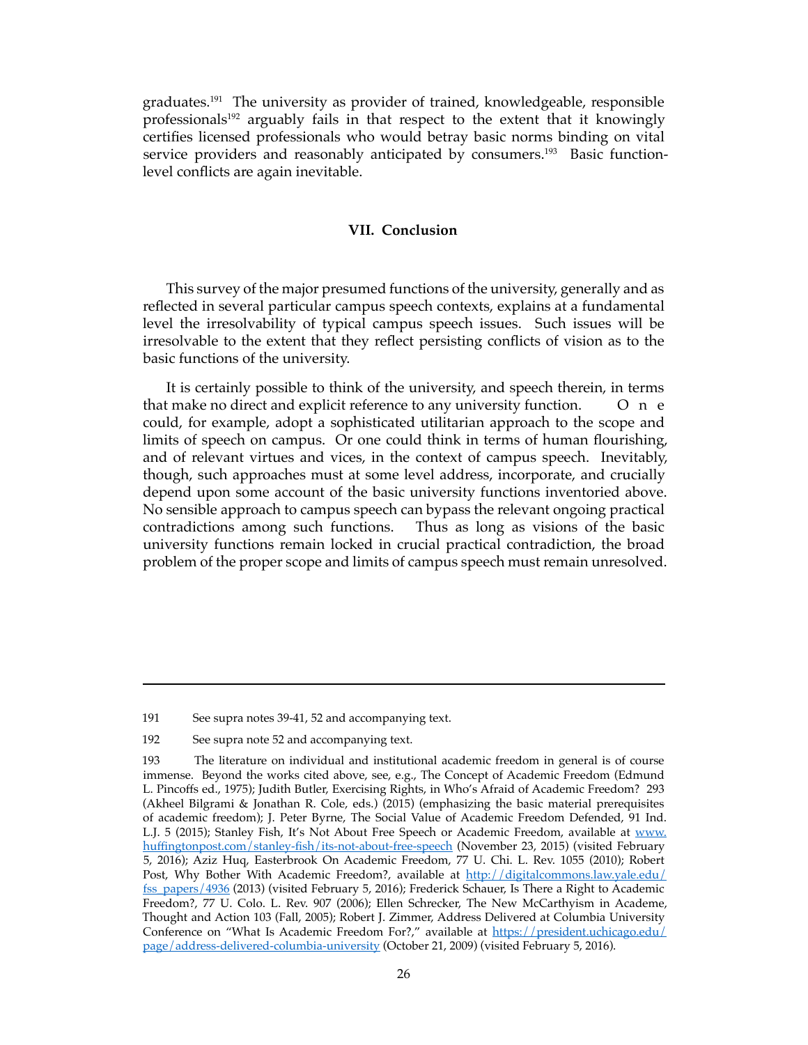graduates.[191] The university as provider of trained, knowledgeable, responsible professionals[192] arguably fails in that respect to the extent that it knowingly certifies licensed professionals who would betray basic norms binding on vital service providers and reasonably anticipated by consumers.[193] Basic function-level conflicts are again inevitable.

## VII. Conclusion

This survey of the major presumed functions of the university, generally and as reflected in several particular campus speech contexts, explains at a fundamental level the irresolvability of typical campus speech issues. Such issues will be irresolvable to the extent that they reflect persisting conflicts of vision as to the basic functions of the university.

It is certainly possible to think of the university, and speech therein, in terms that make no direct and explicit reference to any university function. One could, for example, adopt a sophisticated utilitarian approach to the scope and limits of speech on campus. Or one could think in terms of human flourishing, and of relevant virtues and vices, in the context of campus speech. Inevitably, though, such approaches must at some level address, incorporate, and crucially depend upon some account of the basic university functions inventoried above. No sensible approach to campus speech can bypass the relevant ongoing practical contradictions among such functions. Thus as long as visions of the basic university functions remain locked in crucial practical contradiction, the broad problem of the proper scope and limits of campus speech must remain unresolved.

---

191 See supra notes 39-41, 52 and accompanying text.

192 See supra note 52 and accompanying text.

193 The literature on individual and institutional academic freedom in general is of course immense. Beyond the works cited above, see, e.g., The Concept of Academic Freedom (Edmund L. Pincoffs ed., 1975); Judith Butler, Exercising Rights, in Who's Afraid of Academic Freedom? 293 (Akheel Bilgrami & Jonathan R. Cole, eds.) (2015) (emphasizing the basic material prerequisites of academic freedom); J. Peter Byrne, The Social Value of Academic Freedom Defended, 91 Ind. L.J. 5 (2015); Stanley Fish, It's Not About Free Speech or Academic Freedom, available at www.huffingtonpost.com/stanley-fish/its-not-about-free-speech (November 23, 2015) (visited February 5, 2016); Aziz Huq, Easterbrook On Academic Freedom, 77 U. Chi. L. Rev. 1055 (2010); Robert Post, Why Bother With Academic Freedom?, available at http://digitalcommons.law.yale.edu/fss_papers/4936 (2013) (visited February 5, 2016); Frederick Schauer, Is There a Right to Academic Freedom?, 77 U. Colo. L. Rev. 907 (2006); Ellen Schrecker, The New McCarthyism in Academe, Thought and Action 103 (Fall, 2005); Robert J. Zimmer, Address Delivered at Columbia University Conference on "What Is Academic Freedom For?," available at https://president.uchicago.edu/page/address-delivered-columbia-university (October 21, 2009) (visited February 5, 2016).